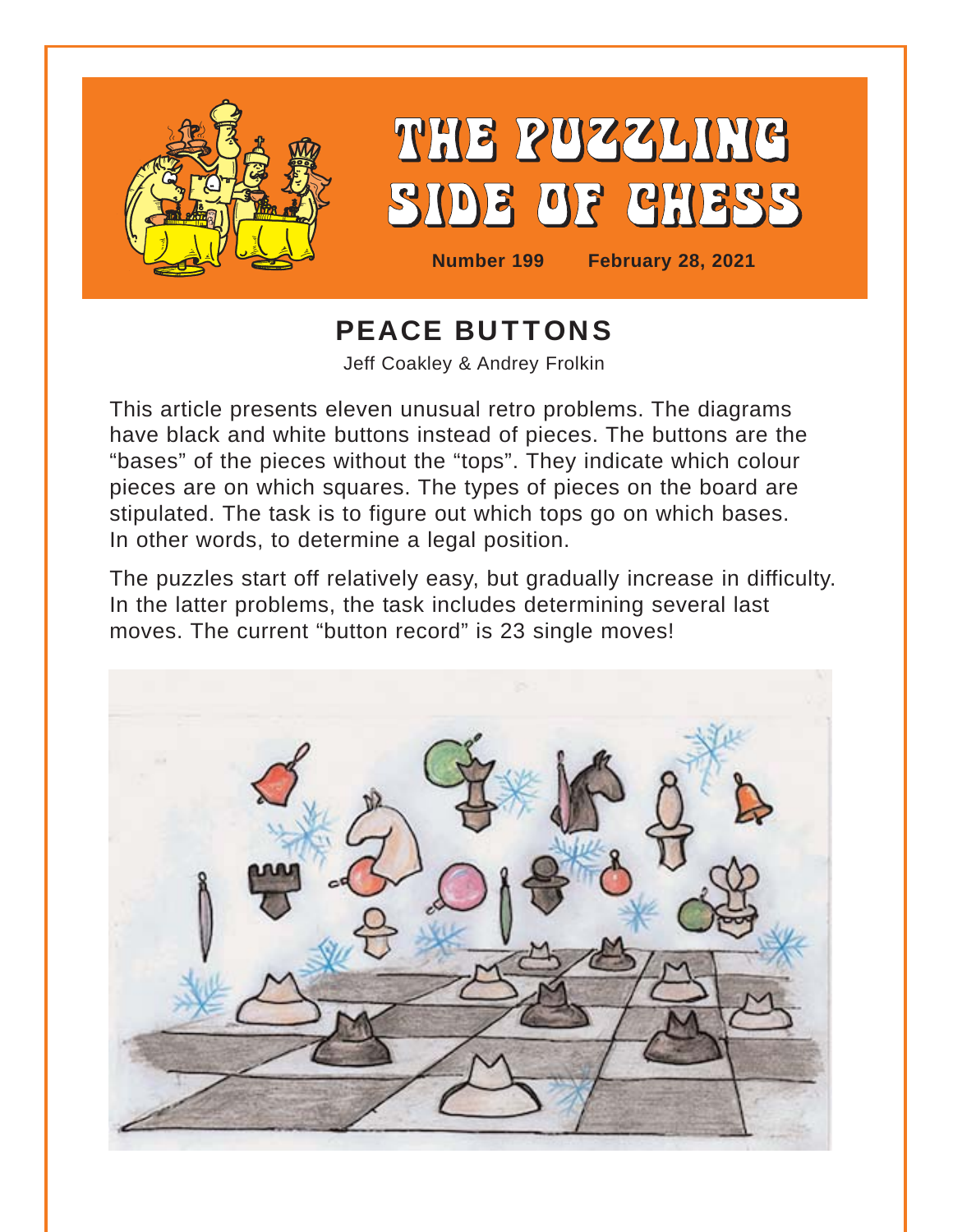# THE PUZZLING SIDE OF CHESS

**Number 199 February 28, 2021**

## PEACE BUTTONS

Jeff Coakley & Andrey Frolkin

This article presents eleven unusual retro problems. The diagrams have black and white buttons instead of pieces. The buttons are the "bases" of the pieces without the "tops". They indicate which colour pieces are on which squares. The types of pieces on the board are stipulated. The task is to figure out which tops go on which bases. In other words, to determine a legal position.

The puzzles start off relatively easy, but gradually increase in difficulty. In the latter problems, the task includes determining several last moves. The current "button record" is 23 single moves!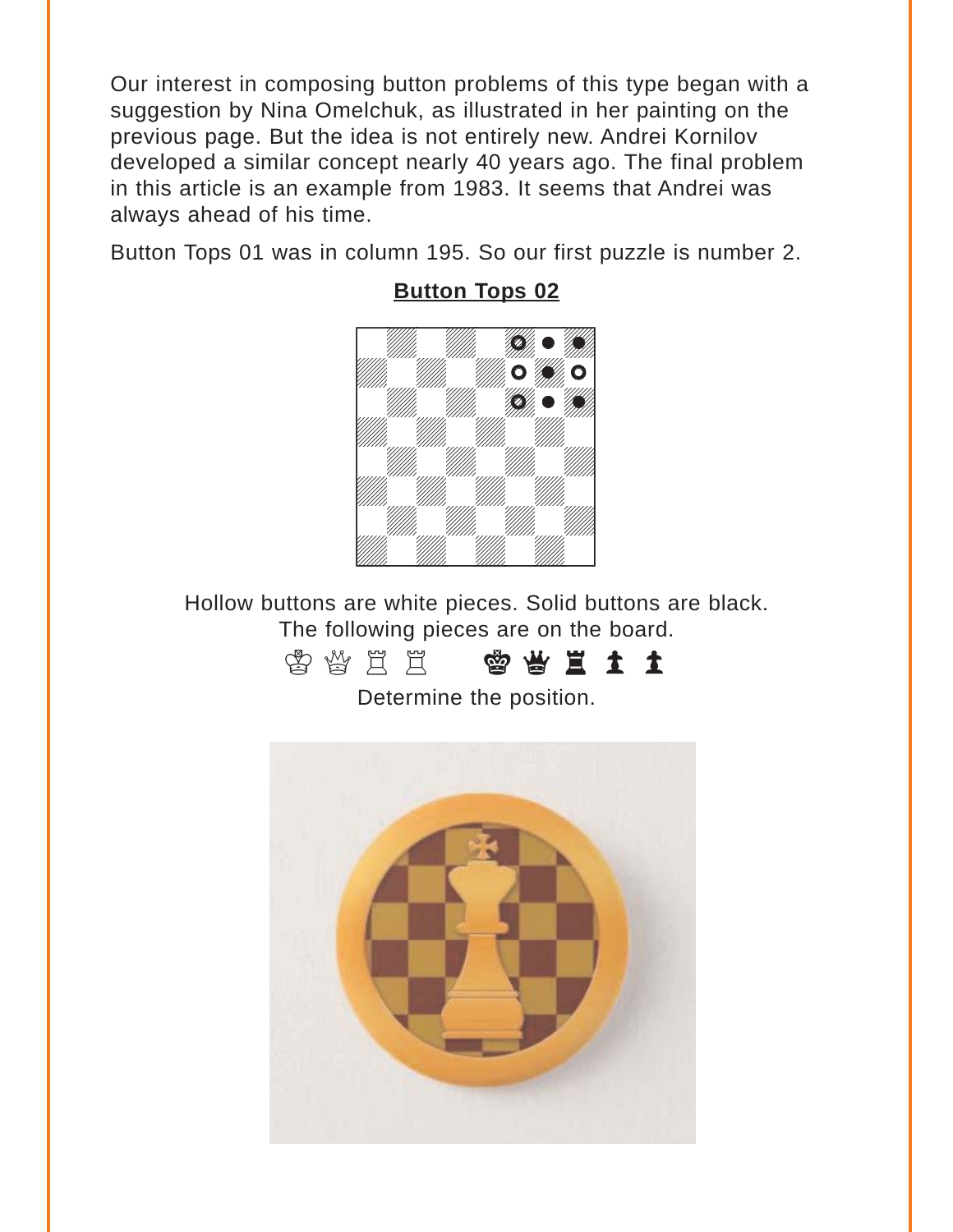Our interest in composing button problems of this type began with a suggestion by Nina Omelchuk, as illustrated in her painting on the previous page. But the idea is not entirely new. Andrei Kornilov developed a similar concept nearly 40 years ago. The final problem in this article is an example from 1983. It seems that Andrei was always ahead of his time.

Button Tops 01 was in column 195. So our first puzzle is number 2.

**Button Tops 02**

Hollow buttons are white pieces. Solid buttons are black.
The following pieces are on the board.

♔ ♕ ♖ ♖ ♚ ♛ ♜ ♟ ♟

Determine the position.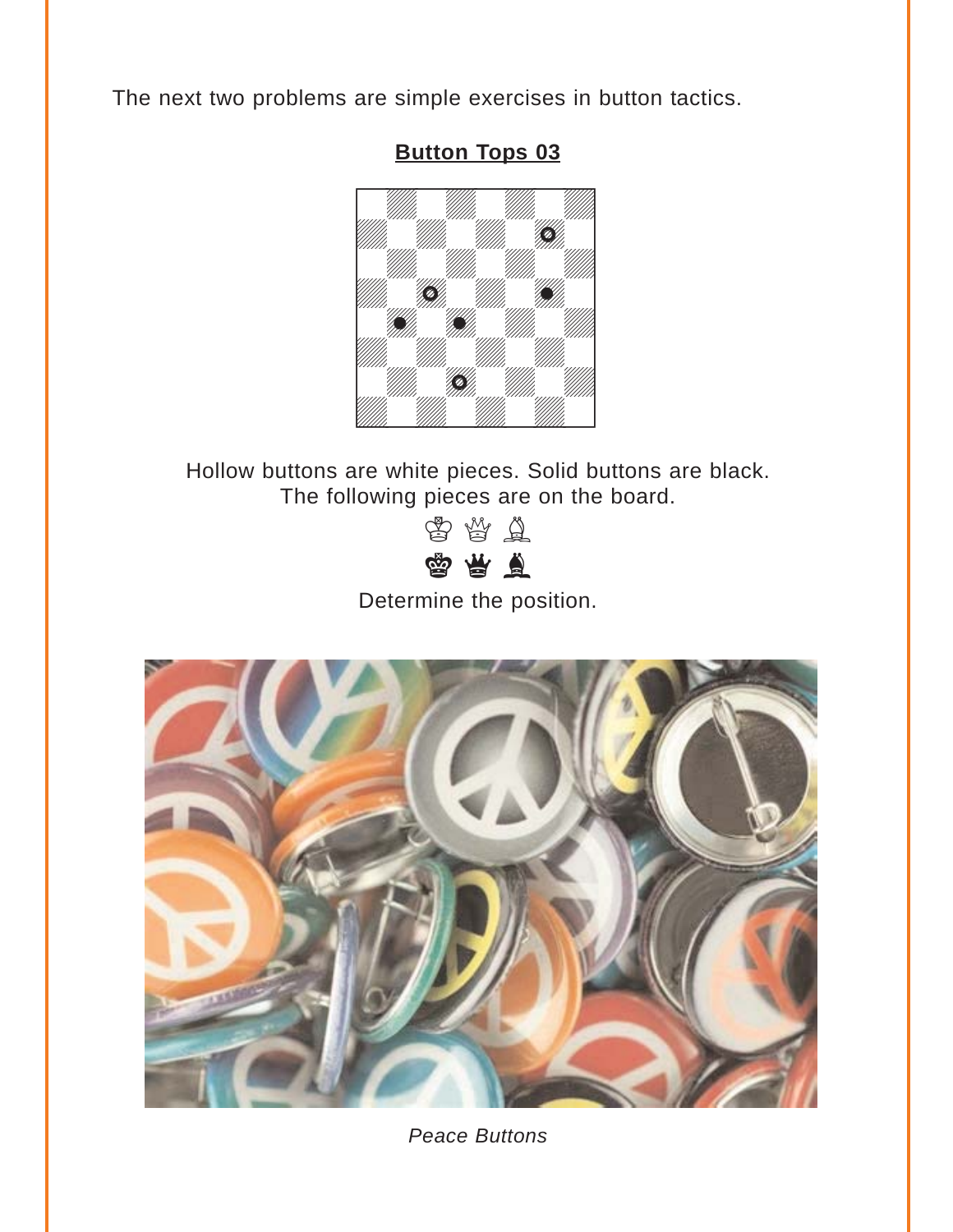The next two problems are simple exercises in button tactics.

## Button Tops 03

Hollow buttons are white pieces. Solid buttons are black.
The following pieces are on the board.

♔ ♕ ♗
♚ ♛ ♝

Determine the position.

*Peace Buttons*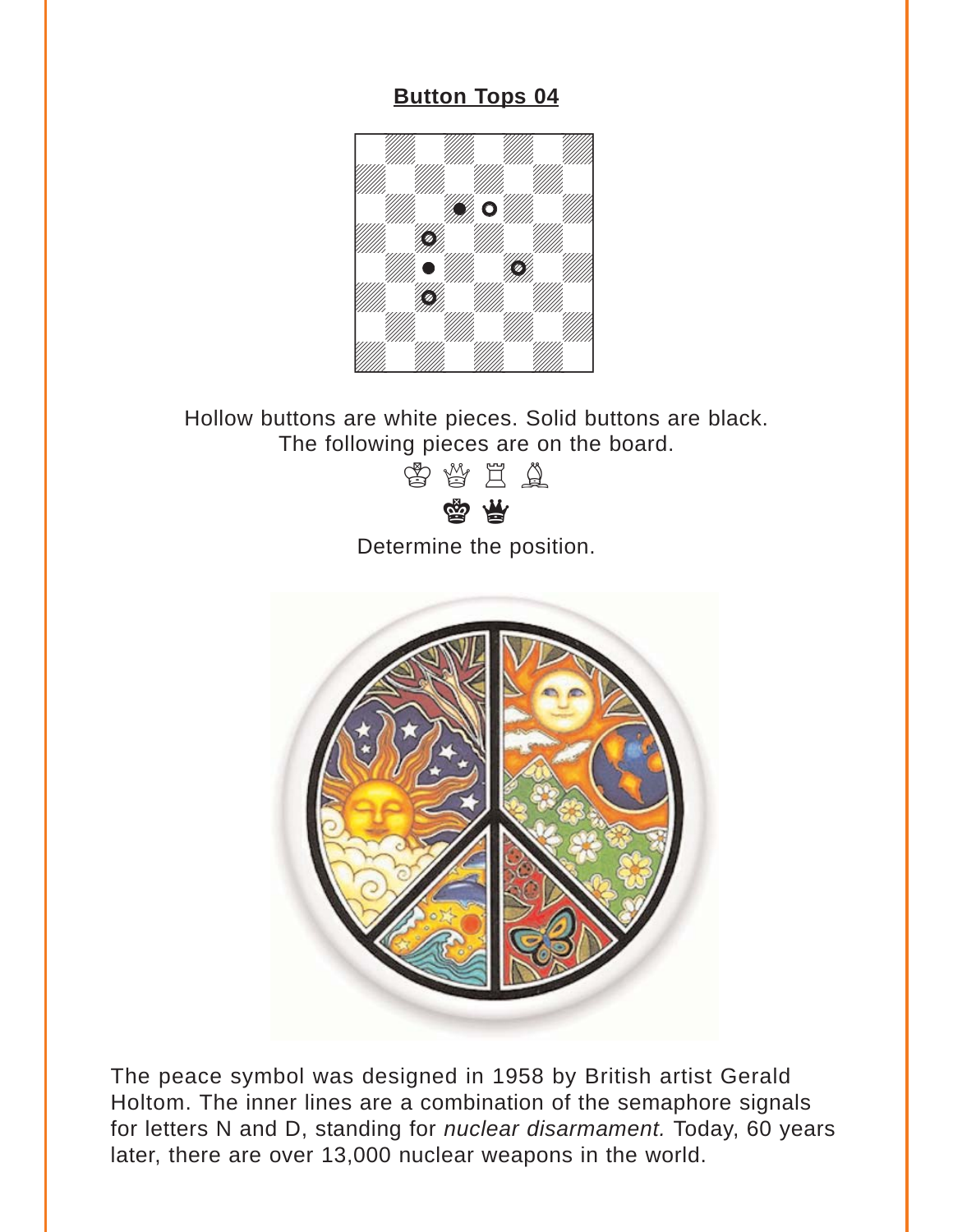## Button Tops 04

Hollow buttons are white pieces. Solid buttons are black.
The following pieces are on the board.

♔ ♕ ♖ ♗

♚ ♛

Determine the position.

The peace symbol was designed in 1958 by British artist Gerald Holtom. The inner lines are a combination of the semaphore signals for letters N and D, standing for *nuclear disarmament.* Today, 60 years later, there are over 13,000 nuclear weapons in the world.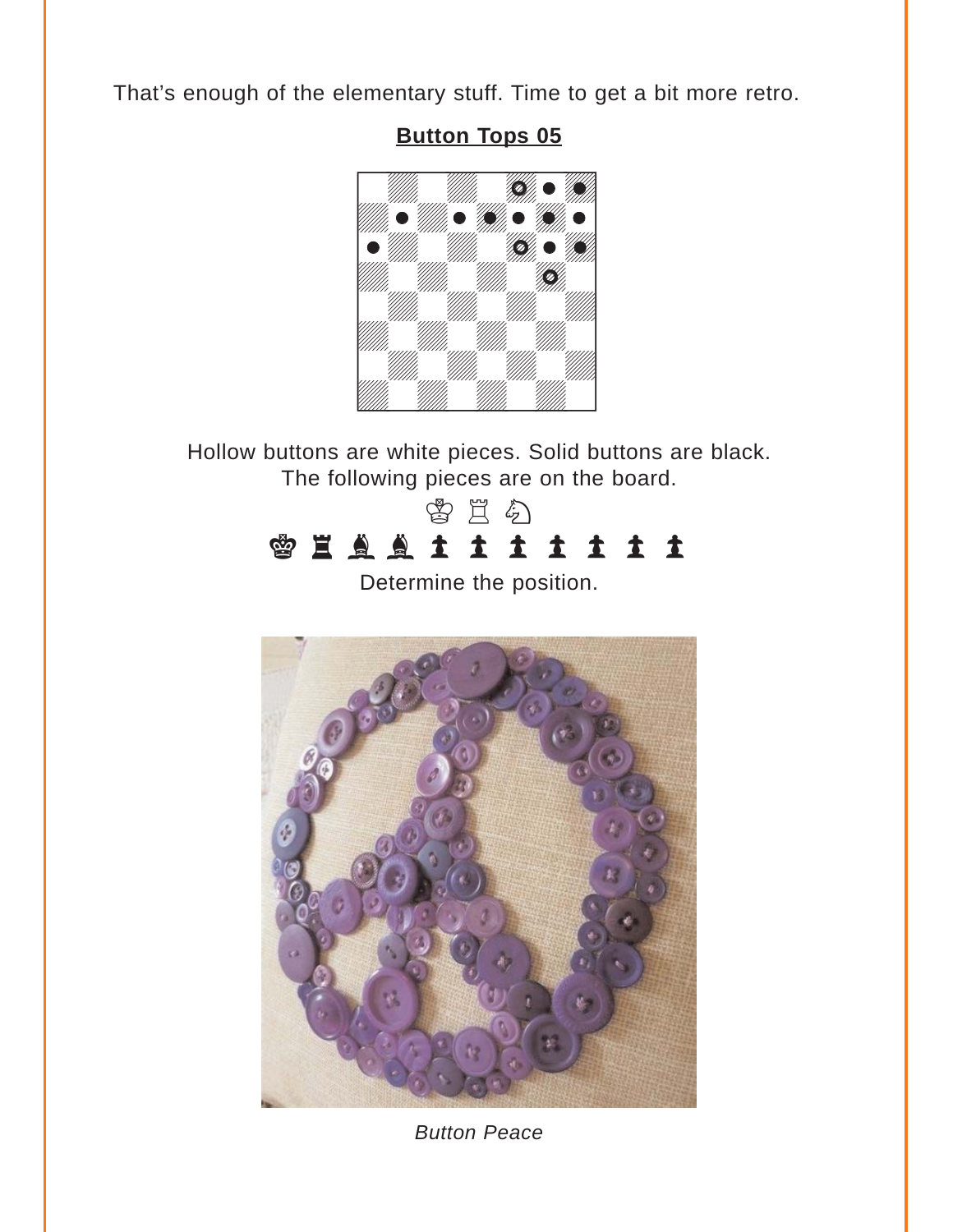That's enough of the elementary stuff. Time to get a bit more retro.

**Button Tops 05**

Hollow buttons are white pieces. Solid buttons are black.
The following pieces are on the board.

♔ ♖ ♘

♚ ♜ ♝ ♝ ♟ ♟ ♟ ♟ ♟ ♟ ♟

Determine the position.

*Button Peace*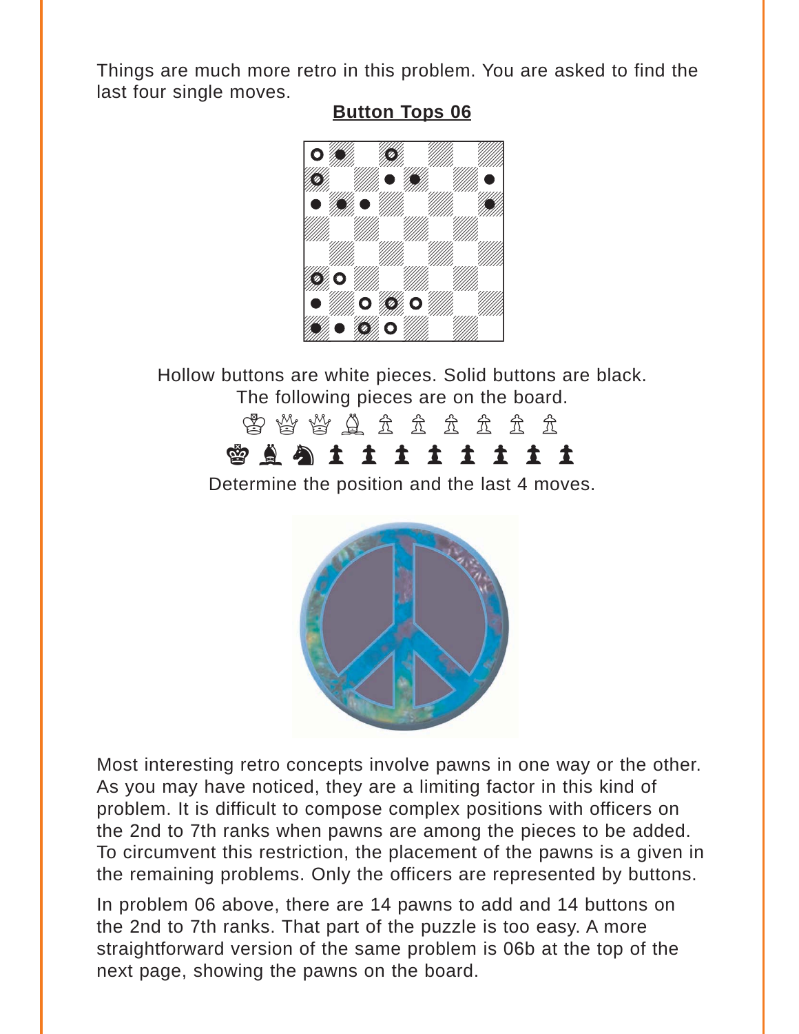Things are much more retro in this problem. You are asked to find the last four single moves.

**Button Tops 06**

Hollow buttons are white pieces. Solid buttons are black.
The following pieces are on the board.

♔ ♕ ♕ ♗ ♙ ♙ ♙ ♙ ♙ ♙

♚ ♝ ♞ ♟ ♟ ♟ ♟ ♟ ♟ ♟ ♟

Determine the position and the last 4 moves.

Most interesting retro concepts involve pawns in one way or the other. As you may have noticed, they are a limiting factor in this kind of problem. It is difficult to compose complex positions with officers on the 2nd to 7th ranks when pawns are among the pieces to be added. To circumvent this restriction, the placement of the pawns is a given in the remaining problems. Only the officers are represented by buttons.

In problem 06 above, there are 14 pawns to add and 14 buttons on the 2nd to 7th ranks. That part of the puzzle is too easy. A more straightforward version of the same problem is 06b at the top of the next page, showing the pawns on the board.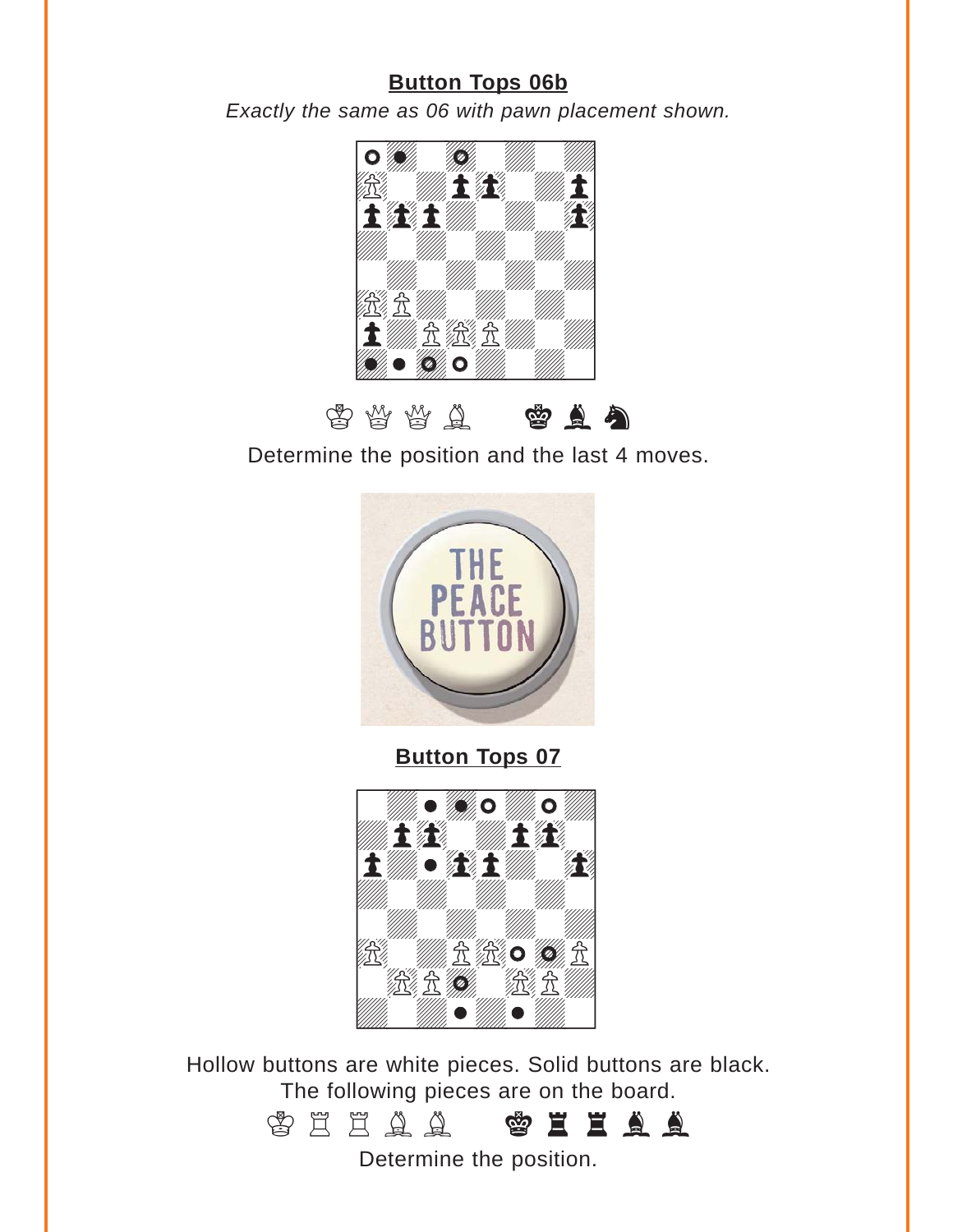## Button Tops 06b

*Exactly the same as 06 with pawn placement shown.*

♔ ♕ ♕ ♗   ♚ ♝ ♞

Determine the position and the last 4 moves.

## Button Tops 07

Hollow buttons are white pieces. Solid buttons are black.
The following pieces are on the board.

♔ ♖ ♖ ♗ ♗   ♚ ♜ ♜ ♝ ♝

Determine the position.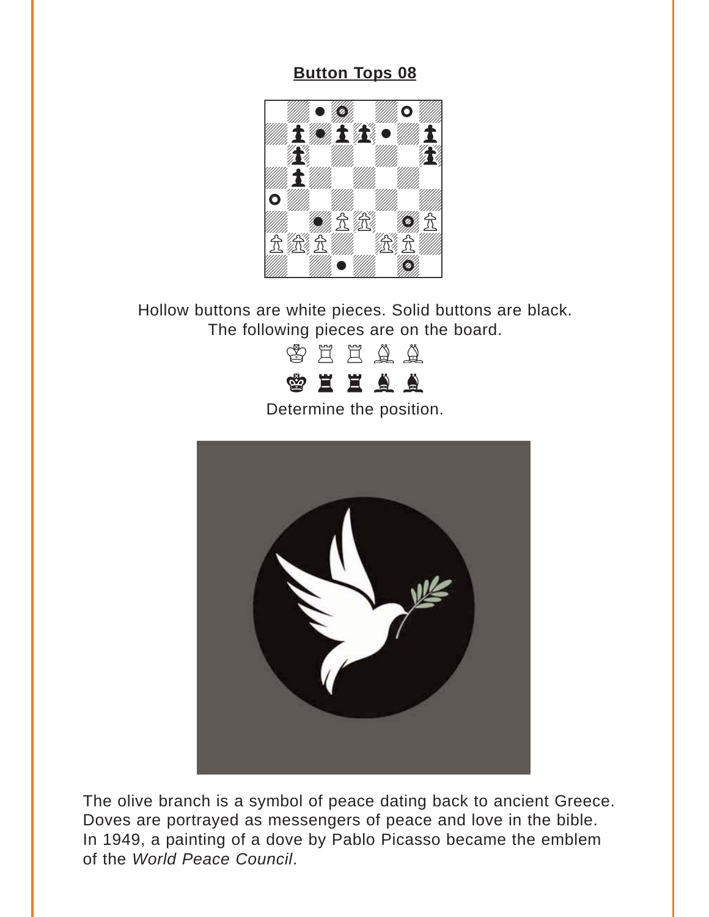**Button Tops 08**

Hollow buttons are white pieces. Solid buttons are black.
The following pieces are on the board.

♔ ♖ ♖ ♗ ♗

♚ ♜ ♜ ♝ ♝

Determine the position.

The olive branch is a symbol of peace dating back to ancient Greece. Doves are portrayed as messengers of peace and love in the bible. In 1949, a painting of a dove by Pablo Picasso became the emblem of the *World Peace Council*.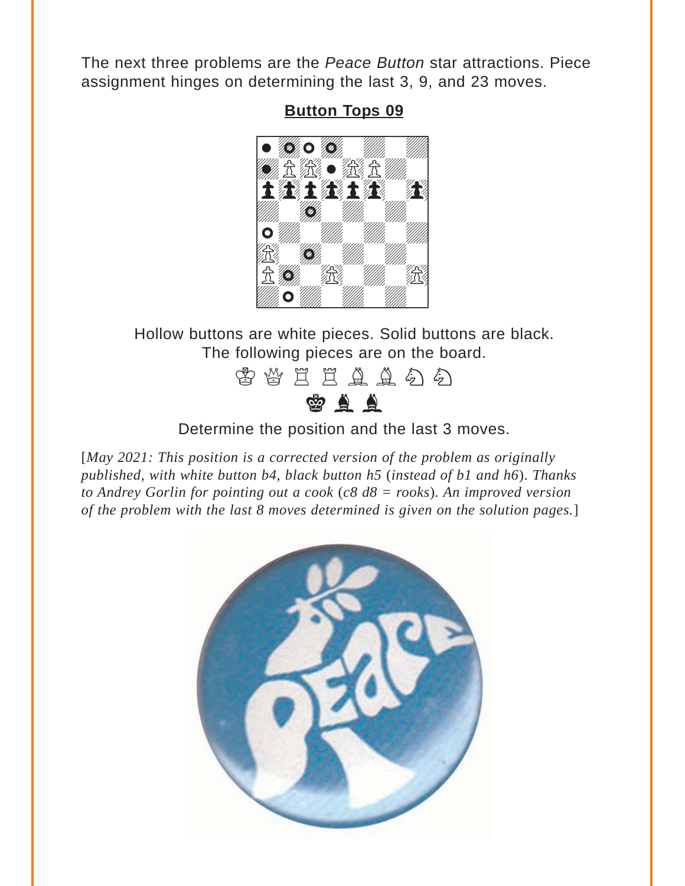The next three problems are the *Peace Button* star attractions. Piece assignment hinges on determining the last 3, 9, and 23 moves.

## Button Tops 09

Hollow buttons are white pieces. Solid buttons are black.
The following pieces are on the board.

♔ ♕ ♖ ♖ ♗ ♗ ♘ ♘

♚ ♝ ♝

Determine the position and the last 3 moves.

[*May 2021: This position is a corrected version of the problem as originally published, with white button b4, black button h5* (*instead of b1 and h6*). *Thanks to Andrey Gorlin for pointing out a cook* (*c8 d8 = rooks*). *An improved version of the problem with the last 8 moves determined is given on the solution pages.*]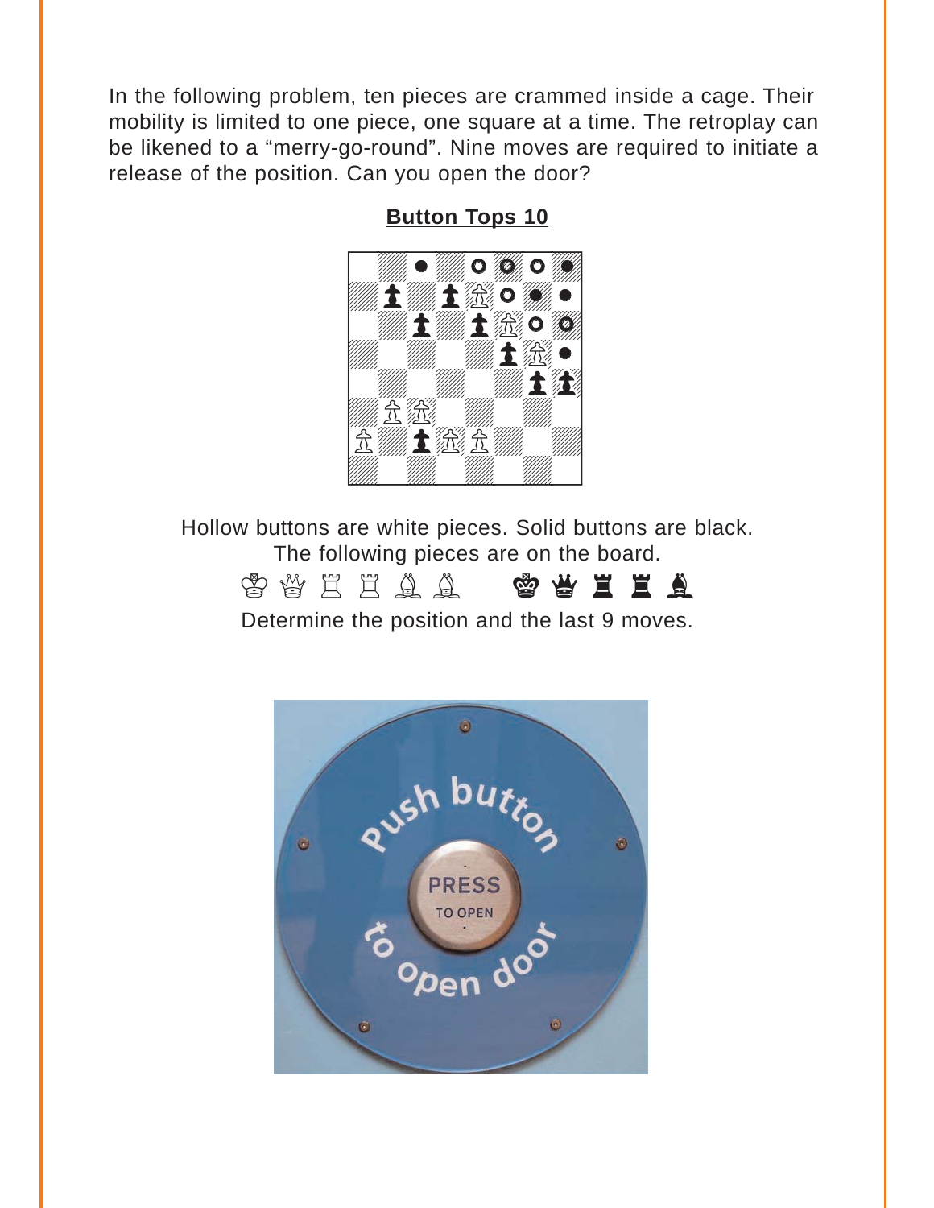In the following problem, ten pieces are crammed inside a cage. Their mobility is limited to one piece, one square at a time. The retroplay can be likened to a “merry-go-round”. Nine moves are required to initiate a release of the position. Can you open the door?

**Button Tops 10**

Hollow buttons are white pieces. Solid buttons are black.
The following pieces are on the board.

♔ ♕ ♖ ♖ ♗ ♗ ♚ ♛ ♜ ♜ ♝

Determine the position and the last 9 moves.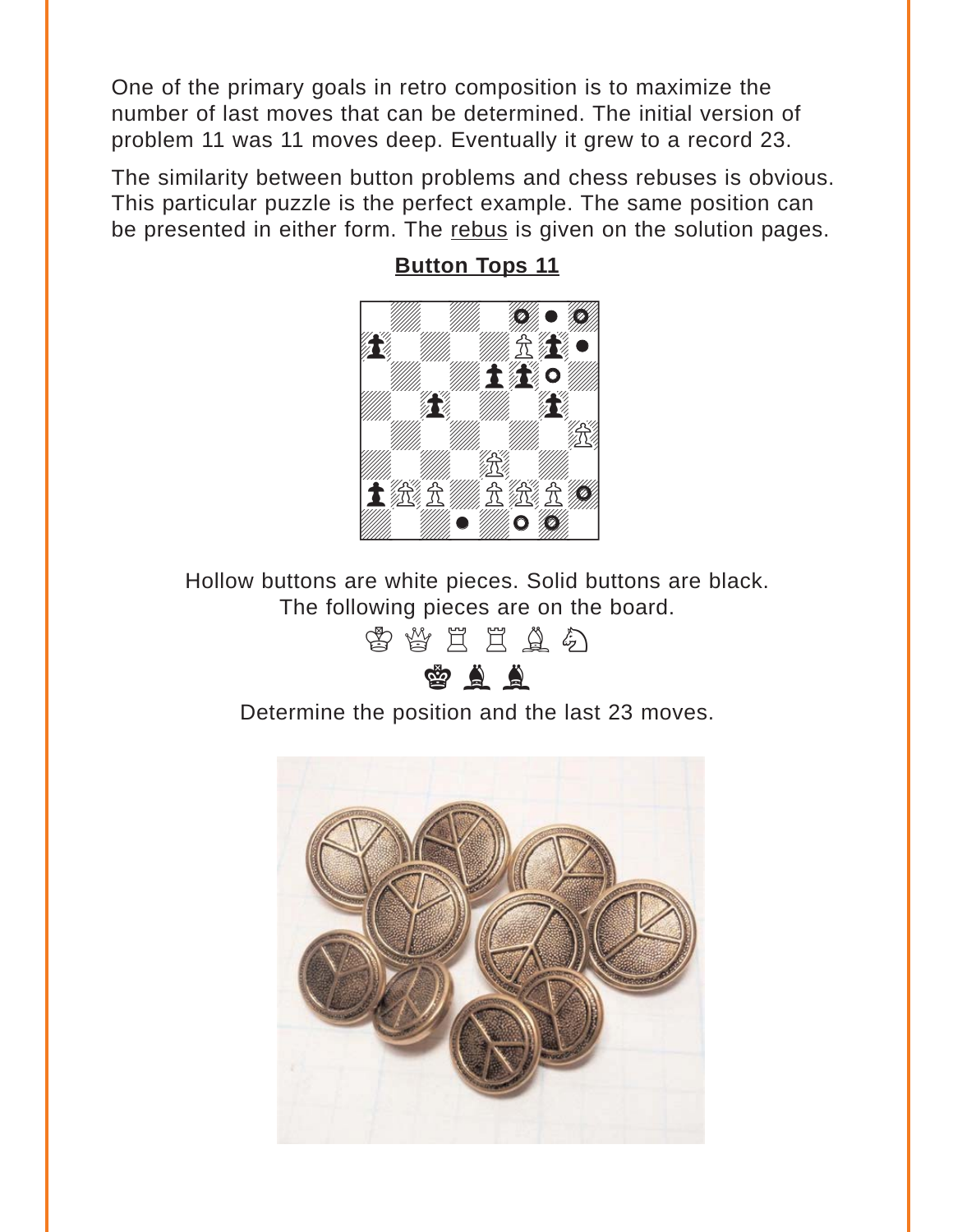One of the primary goals in retro composition is to maximize the number of last moves that can be determined. The initial version of problem 11 was 11 moves deep. Eventually it grew to a record 23.

The similarity between button problems and chess rebuses is obvious. This particular puzzle is the perfect example. The same position can be presented in either form. The rebus is given on the solution pages.

**Button Tops 11**

Hollow buttons are white pieces. Solid buttons are black.
The following pieces are on the board.

♔ ♕ ♖ ♖ ♗ ♘

♚ ♝ ♝

Determine the position and the last 23 moves.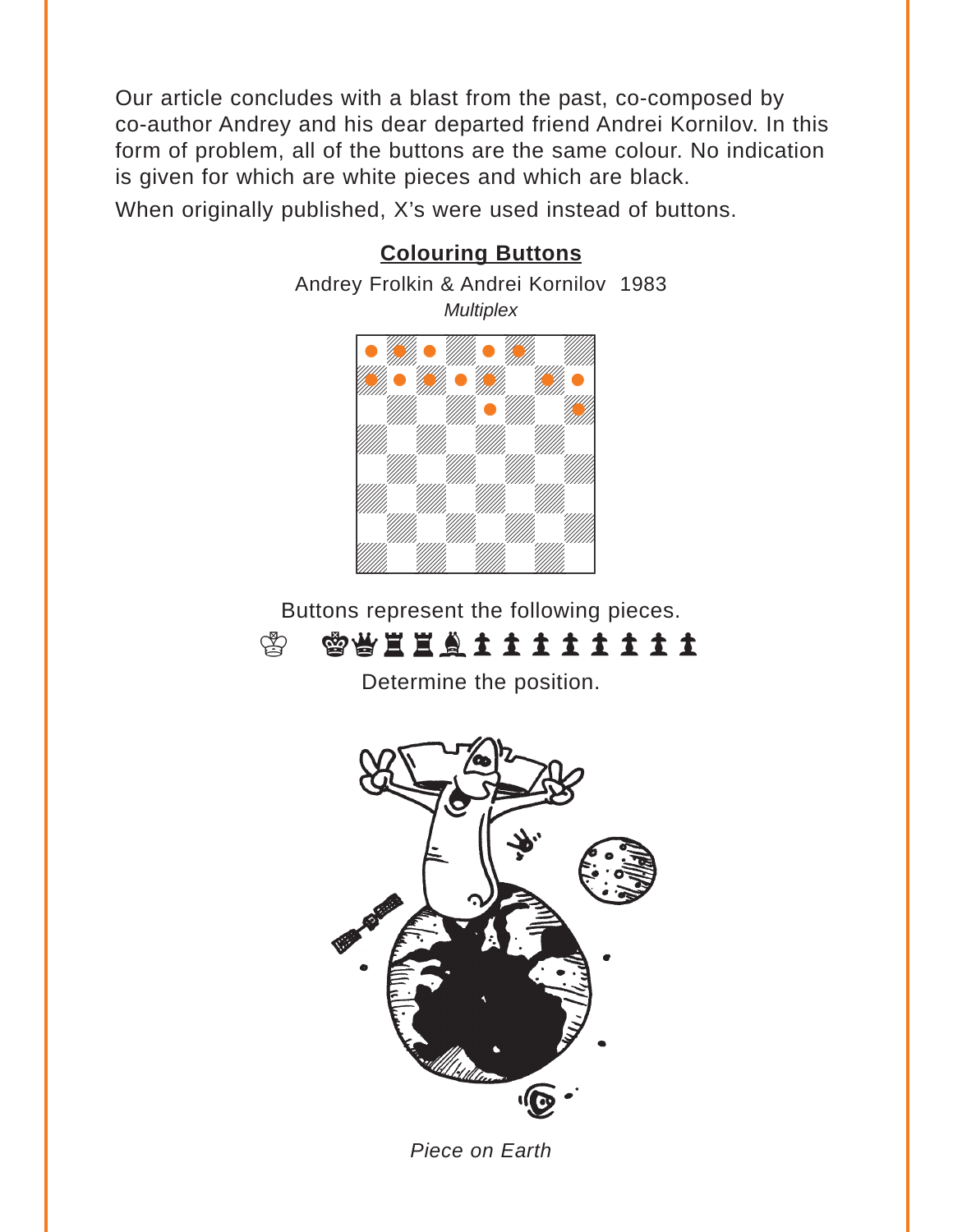Our article concludes with a blast from the past, co-composed by co-author Andrey and his dear departed friend Andrei Kornilov. In this form of problem, all of the buttons are the same colour. No indication is given for which are white pieces and which are black.

When originally published, X's were used instead of buttons.

**Colouring Buttons**

Andrey Frolkin & Andrei Kornilov 1983

*Multiplex*

Buttons represent the following pieces.

♔ ♚♛♜♜♝♟♟♟♟♟♟♟♟

Determine the position.

*Piece on Earth*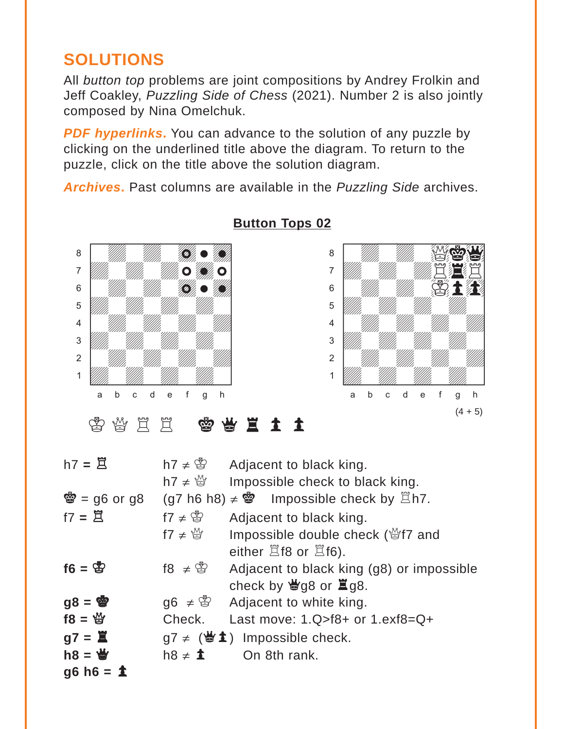## SOLUTIONS

All *button top* problems are joint compositions by Andrey Frolkin and Jeff Coakley, *Puzzling Side of Chess* (2021). Number 2 is also jointly composed by Nina Omelchuk.

***PDF hyperlinks.*** You can advance to the solution of any puzzle by clicking on the underlined title above the diagram. To return to the puzzle, click on the title above the solution diagram.

***Archives.*** Past columns are available in the *Puzzling Side* archives.

**Button Tops 02**

(4 + 5)

♔ ♕ ♖ ♖   ♚ ♛ ♜ ♟ ♟

| | | |
|---|---|---|
| h7 = ♖ | h7 ≠ ♔ | Adjacent to black king. |
| | h7 ≠ ♕ | Impossible check to black king. |
| ♚ = g6 or g8 | (g7 h6 h8) ≠ ♚ | Impossible check by ♖h7. |
| f7 = ♖ | f7 ≠ ♔ | Adjacent to black king. |
| | f7 ≠ ♕ | Impossible double check (♕f7 and either ♖f8 or ♖f6). |
| **f6 = ♔** | f8 ≠ ♔ | Adjacent to black king (g8) or impossible check by ♛g8 or ♜g8. |
| **g8 = ♚** | g6 ≠ ♔ | Adjacent to white king. |
| **f8 = ♕** | Check. | Last move: 1.Q>f8+ or 1.exf8=Q+ |
| **g7 = ♜** | g7 ≠ (♛♟) | Impossible check. |
| **h8 = ♛** | h8 ≠ ♟ | On 8th rank. |
| **g6 h6 = ♟** | | |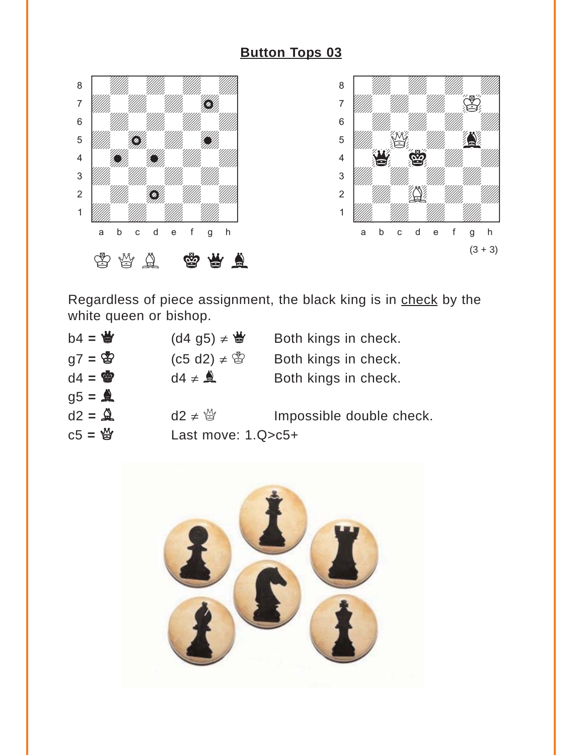## Button Tops 03

♔ ♕ ♗ ♚ ♛ ♝

(3 + 3)

Regardless of piece assignment, the black king is in check by the white queen or bishop.

| | | |
|---|---|---|
| b4 = ♛ | (d4 g5) ≠ ♛ | Both kings in check. |
| g7 = ♔ | (c5 d2) ≠ ♔ | Both kings in check. |
| d4 = ♚ | d4 ≠ ♝ | Both kings in check. |
| g5 = ♝ | | |
| d2 = ♗ | d2 ≠ ♕ | Impossible double check. |
| c5 = ♕ | Last move: 1.Q>c5+ | |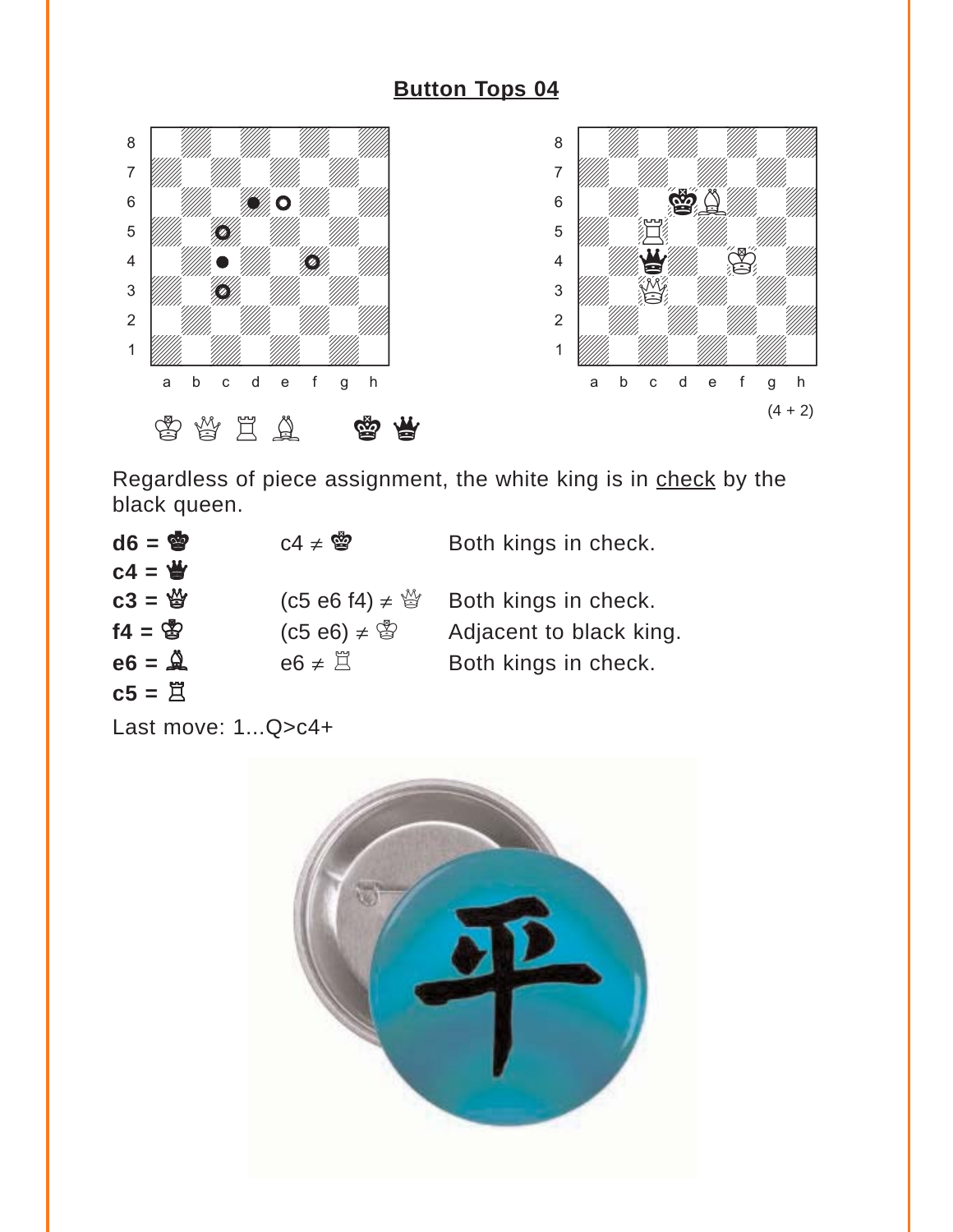## Button Tops 04

♔ ♕ ♖ ♗    ♚ ♛

(4 + 2)

Regardless of piece assignment, the white king is in check by the black queen.

| | | |
|---|---|---|
| **d6 = ♚** | c4 ≠ ♚ | Both kings in check. |
| **c4 = ♛** | | |
| **c3 = ♕** | (c5 e6 f4) ≠ ♕ | Both kings in check. |
| **f4 = ♔** | (c5 e6) ≠ ♔ | Adjacent to black king. |
| **e6 = ♗** | e6 ≠ ♖ | Both kings in check. |
| **c5 = ♖** | | |

Last move: 1...Q>c4+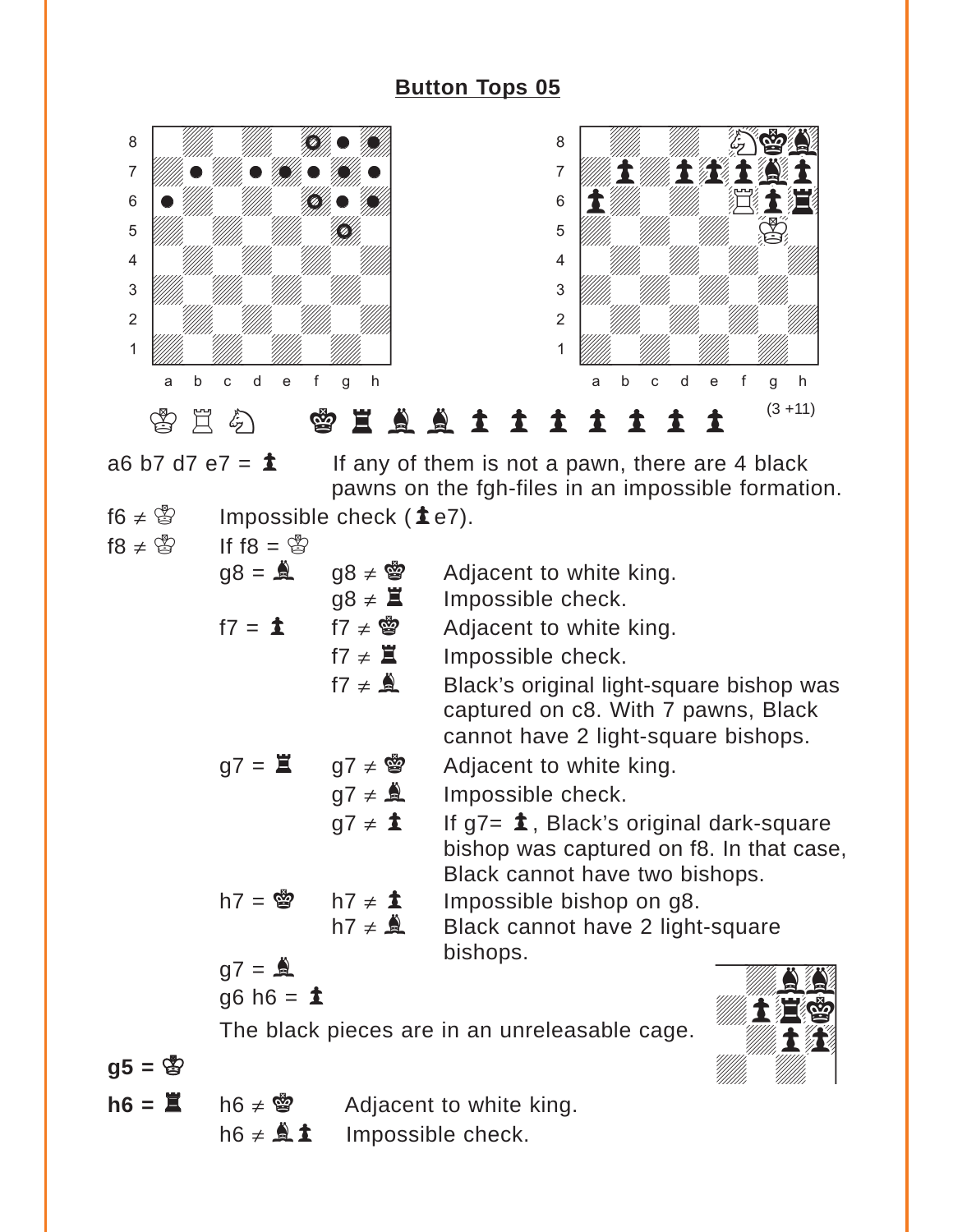# Button Tops 05

♔ ♖ ♘ ♚ ♜ ♝ ♝ ♟ ♟ ♟ ♟ ♟ ♟ ♟

(3 +11)

a6 b7 d7 e7 = ♟ If any of them is not a pawn, there are 4 black pawns on the fgh-files in an impossible formation.

f6 ≠ ♔ Impossible check (♟e7).

f8 ≠ ♔ If f8 = ♔

- g8 = ♝
  - g8 ≠ ♚ Adjacent to white king.
  - g8 ≠ ♜ Impossible check.
- f7 = ♟
  - f7 ≠ ♚ Adjacent to white king.
  - f7 ≠ ♜ Impossible check.
  - f7 ≠ ♝ Black's original light-square bishop was captured on c8. With 7 pawns, Black cannot have 2 light-square bishops.
- g7 = ♜
  - g7 ≠ ♚ Adjacent to white king.
  - g7 ≠ ♝ Impossible check.
  - g7 ≠ ♟ If g7= ♟, Black's original dark-square bishop was captured on f8. In that case, Black cannot have two bishops.
- h7 = ♚
  - h7 ≠ ♟ Impossible bishop on g8.
  - h7 ≠ ♝ Black cannot have 2 light-square bishops.
- g7 = ♝
- g6 h6 = ♟

The black pieces are in an unreleasable cage.

**g5 = ♔**

**h6 = ♜**

- h6 ≠ ♚ Adjacent to white king.
- h6 ≠ ♝♟ Impossible check.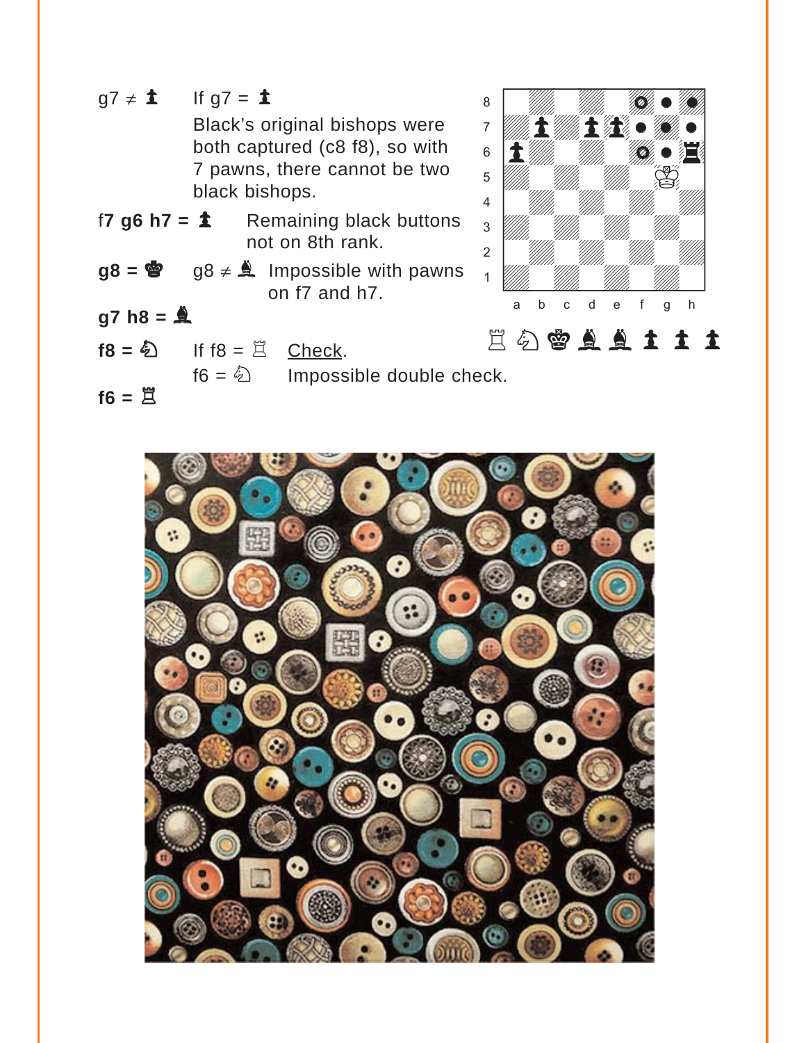g7 ≠ ♟ If g7 = ♟

Black's original bishops were both captured (c8 f8), so with 7 pawns, there cannot be two black bishops.

f**7 g6 h7 = ♟** Remaining black buttons not on 8th rank.

**g8 = ♚** g8 ≠ ♝ Impossible with pawns on f7 and h7.

**g7 h8 = ♝**

**f8 = ♘** If f8 = ♖ Check.

f6 = ♘ Impossible double check.

**f6 = ♖**

♖ ♘ ♚ ♝ ♝ ♟ ♟ ♟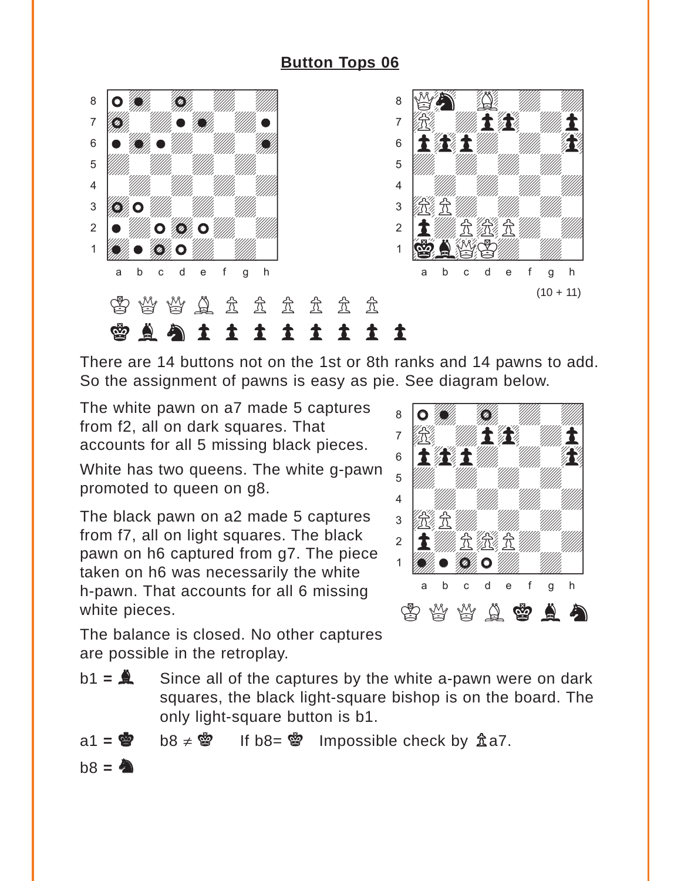# Button Tops 06

(10 + 11)

♔ ♕ ♕ ♗ ♙ ♙ ♙ ♙ ♙ ♙

♚ ♝ ♞ ♟ ♟ ♟ ♟ ♟ ♟ ♟ ♟

There are 14 buttons not on the 1st or 8th ranks and 14 pawns to add. So the assignment of pawns is easy as pie. See diagram below.

The white pawn on a7 made 5 captures from f2, all on dark squares. That accounts for all 5 missing black pieces.

White has two queens. The white g-pawn promoted to queen on g8.

The black pawn on a2 made 5 captures from f7, all on light squares. The black pawn on h6 captured from g7. The piece taken on h6 was necessarily the white h-pawn. That accounts for all 6 missing white pieces.

The balance is closed. No other captures are possible in the retroplay.

♔ ♕ ♕ ♗ ♚ ♝ ♞

b1 = ♝ Since all of the captures by the white a-pawn were on dark squares, the black light-square bishop is on the board. The only light-square button is b1.

a1 = ♚ b8 ≠ ♚ If b8= ♚ Impossible check by ♙a7.

b8 = ♞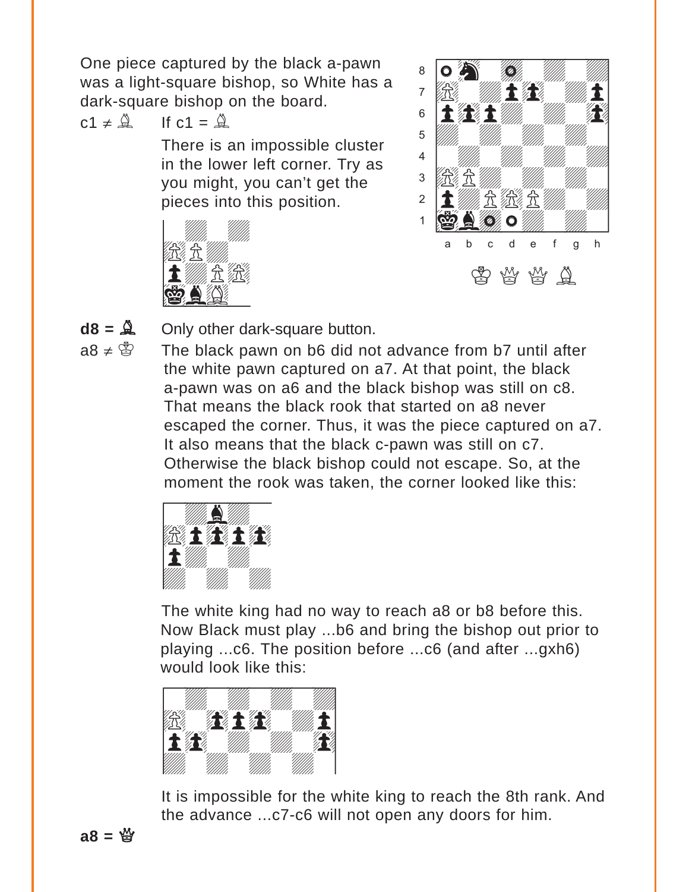One piece captured by the black a-pawn was a light-square bishop, so White has a dark-square bishop on the board.

**c1 ≠ ♗** If c1 = ♗

There is an impossible cluster in the lower left corner. Try as you might, you can't get the pieces into this position.

**d8 = ♗** Only other dark-square button.

**a8 ≠ ♔** The black pawn on b6 did not advance from b7 until after the white pawn captured on a7. At that point, the black a-pawn was on a6 and the black bishop was still on c8. That means the black rook that started on a8 never escaped the corner. Thus, it was the piece captured on a7. It also means that the black c-pawn was still on c7. Otherwise the black bishop could not escape. So, at the moment the rook was taken, the corner looked like this:

The white king had no way to reach a8 or b8 before this. Now Black must play ...b6 and bring the bishop out prior to playing ...c6. The position before ...c6 (and after ...gxh6) would look like this:

It is impossible for the white king to reach the 8th rank. And the advance ...c7-c6 will not open any doors for him.

**a8 = ♕**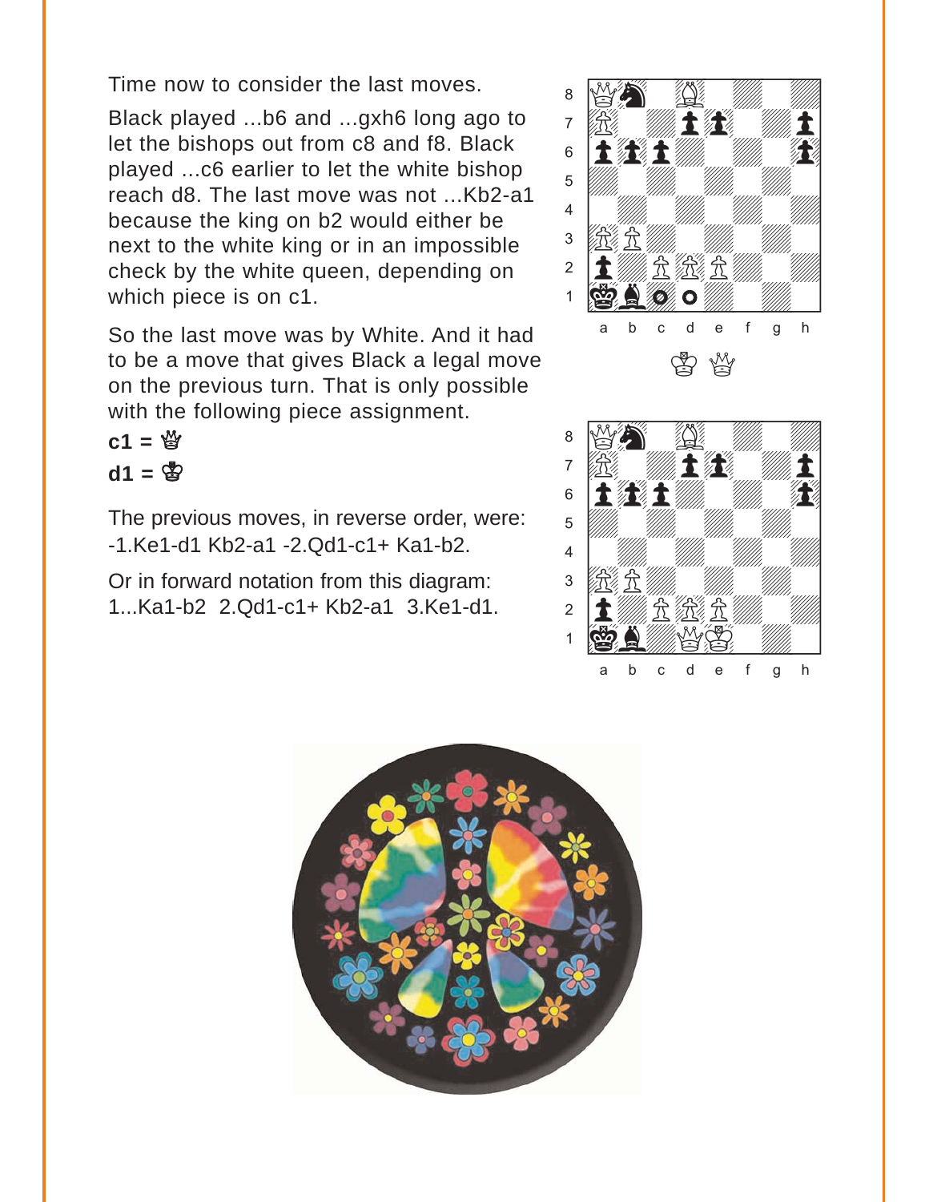Time now to consider the last moves.

Black played ...b6 and ...gxh6 long ago to let the bishops out from c8 and f8. Black played ...c6 earlier to let the white bishop reach d8. The last move was not ...Kb2-a1 because the king on b2 would either be next to the white king or in an impossible check by the white queen, depending on which piece is on c1.

So the last move was by White. And it had to be a move that gives Black a legal move on the previous turn. That is only possible with the following piece assignment.

**c1 = ♕**

**d1 = ♔**

The previous moves, in reverse order, were: -1.Ke1-d1 Kb2-a1 -2.Qd1-c1+ Ka1-b2.

Or in forward notation from this diagram: 1...Ka1-b2 2.Qd1-c1+ Kb2-a1 3.Ke1-d1.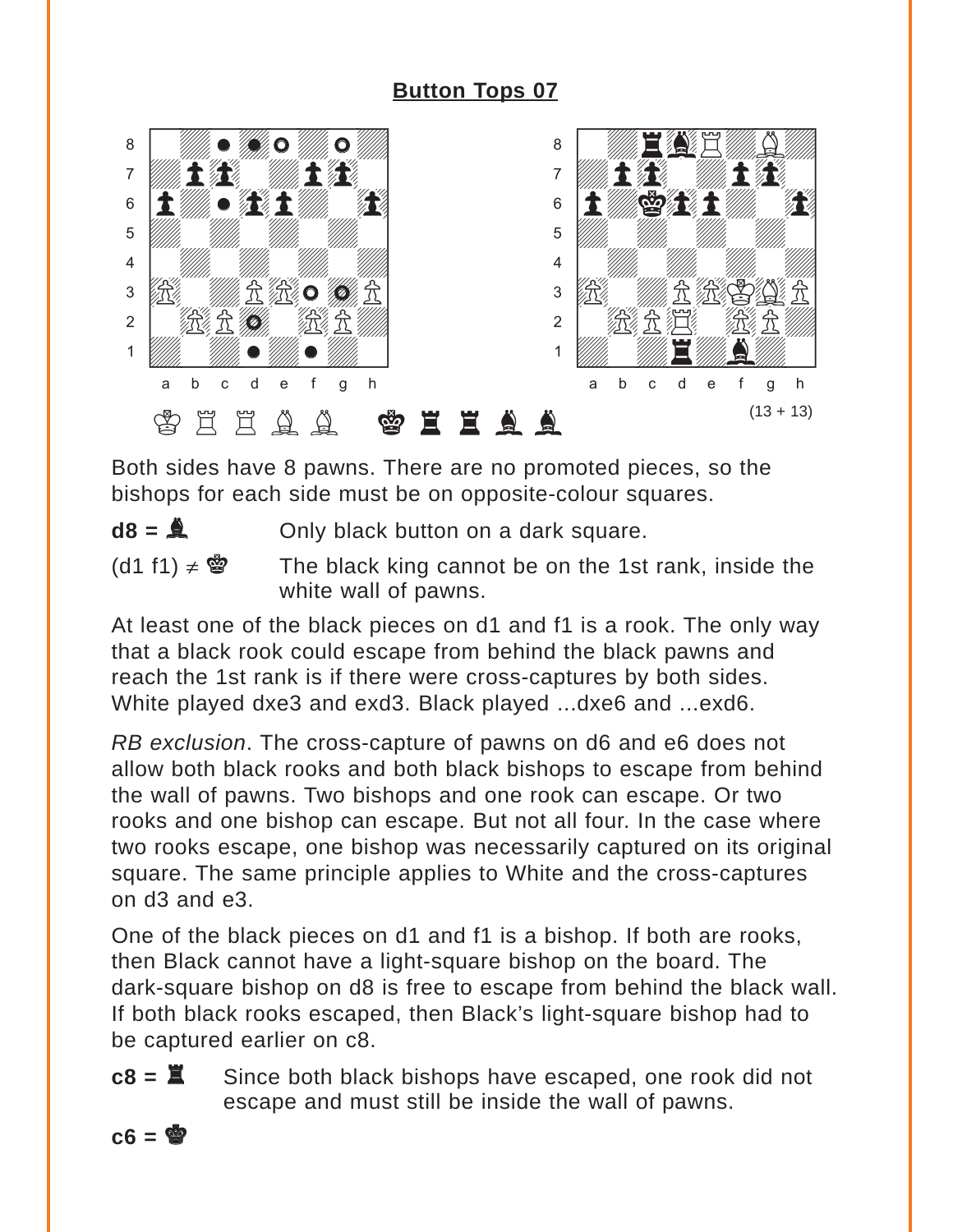## Button Tops 07

(13 + 13)

Both sides have 8 pawns. There are no promoted pieces, so the bishops for each side must be on opposite-colour squares.

**d8 = ♝** Only black button on a dark square.

(d1 f1) ≠ ♚ The black king cannot be on the 1st rank, inside the white wall of pawns.

At least one of the black pieces on d1 and f1 is a rook. The only way that a black rook could escape from behind the black pawns and reach the 1st rank is if there were cross-captures by both sides. White played dxe3 and exd3. Black played ...dxe6 and ...exd6.

*RB exclusion*. The cross-capture of pawns on d6 and e6 does not allow both black rooks and both black bishops to escape from behind the wall of pawns. Two bishops and one rook can escape. Or two rooks and one bishop can escape. But not all four. In the case where two rooks escape, one bishop was necessarily captured on its original square. The same principle applies to White and the cross-captures on d3 and e3.

One of the black pieces on d1 and f1 is a bishop. If both are rooks, then Black cannot have a light-square bishop on the board. The dark-square bishop on d8 is free to escape from behind the black wall. If both black rooks escaped, then Black's light-square bishop had to be captured earlier on c8.

**c8 = ♜** Since both black bishops have escaped, one rook did not escape and must still be inside the wall of pawns.

**c6 = ♚**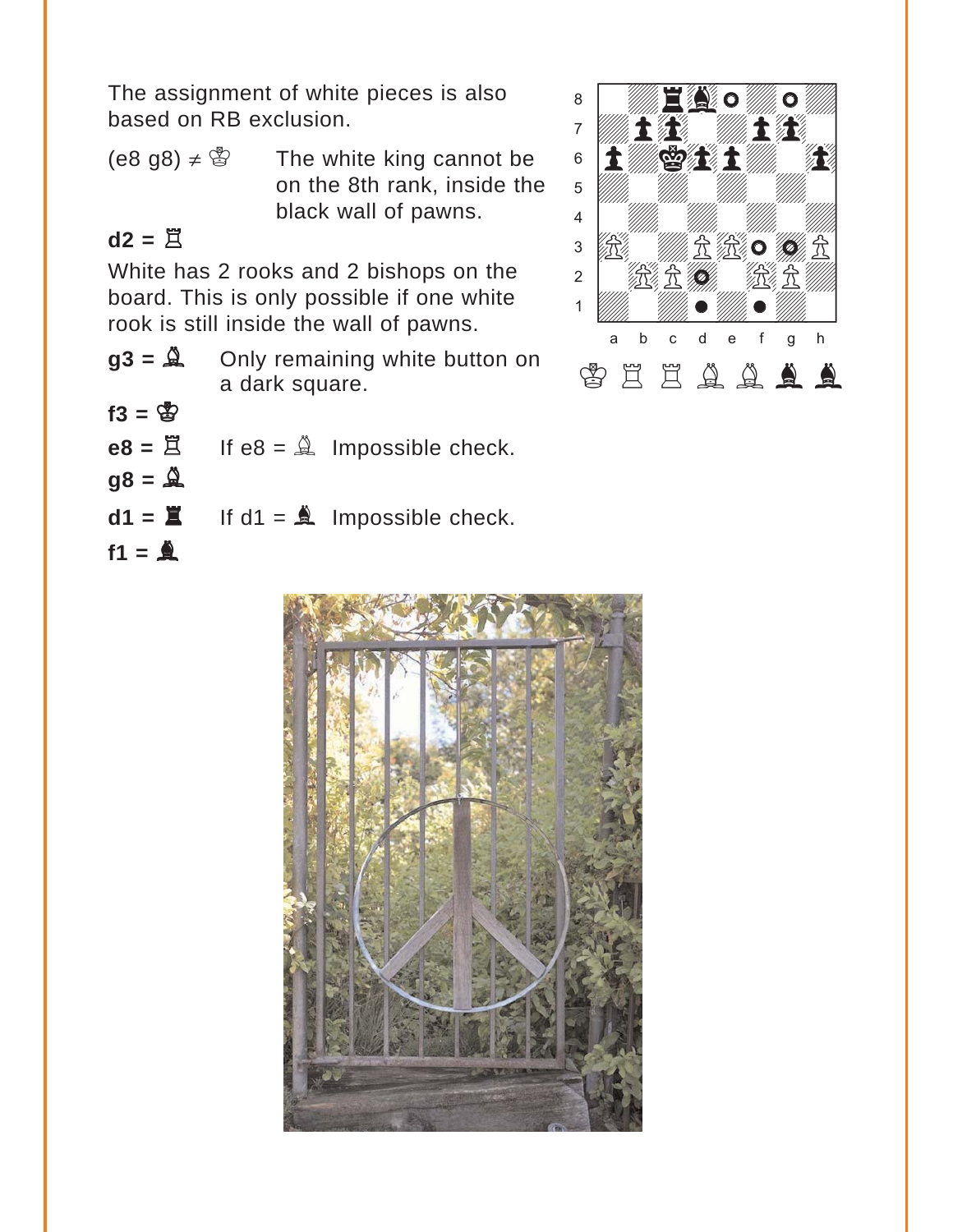The assignment of white pieces is also based on RB exclusion.

(e8 g8) ≠ ♔ The white king cannot be on the 8th rank, inside the black wall of pawns.

**d2 = ♖**

White has 2 rooks and 2 bishops on the board. This is only possible if one white rook is still inside the wall of pawns.

**g3 = ♗** Only remaining white button on a dark square.

**f3 = ♔**

**e8 = ♖** If e8 = ♗ Impossible check.

**g8 = ♗**

**d1 = ♜** If d1 = ♝ Impossible check.

**f1 = ♝**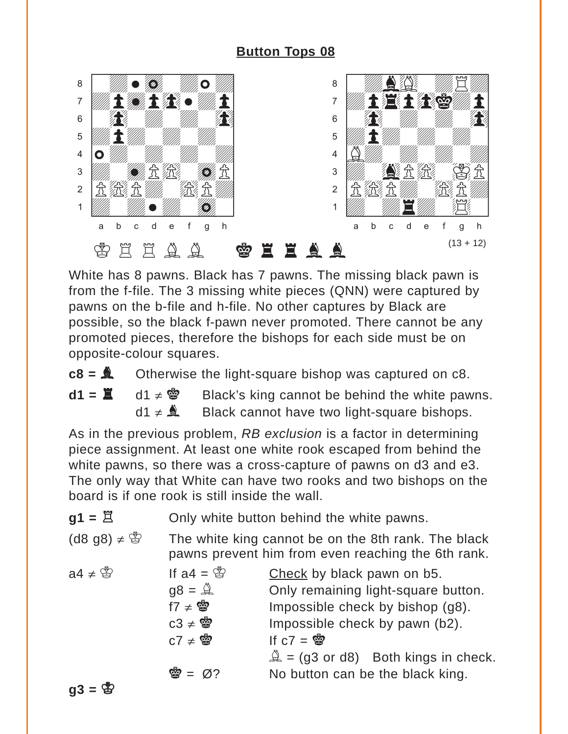## Button Tops 08

♔ ♖ ♖ ♗ ♗ ♚ ♜ ♜ ♝ ♝

(13 + 12)

White has 8 pawns. Black has 7 pawns. The missing black pawn is from the f-file. The 3 missing white pieces (QNN) were captured by pawns on the b-file and h-file. No other captures by Black are possible, so the black f-pawn never promoted. There cannot be any promoted pieces, therefore the bishops for each side must be on opposite-colour squares.

**c8 = ♝** Otherwise the light-square bishop was captured on c8.

**d1 = ♜** d1 ≠ ♚ Black's king cannot be behind the white pawns.
d1 ≠ ♝ Black cannot have two light-square bishops.

As in the previous problem, *RB exclusion* is a factor in determining piece assignment. At least one white rook escaped from behind the white pawns, so there was a cross-capture of pawns on d3 and e3. The only way that White can have two rooks and two bishops on the board is if one rook is still inside the wall.

**g1 = ♖** Only white button behind the white pawns.

(d8 g8) ≠ ♔ The white king cannot be on the 8th rank. The black pawns prevent him from even reaching the 6th rank.

a4 ≠ ♔ If a4 = ♔ Check by black pawn on b5.
g8 = ♗ Only remaining light-square button.
f7 ≠ ♚ Impossible check by bishop (g8).
c3 ≠ ♚ Impossible check by pawn (b2).
c7 ≠ ♚ If c7 = ♚
♗ = (g3 or d8) Both kings in check.
♚ = Ø? No button can be the black king.

**g3 = ♔**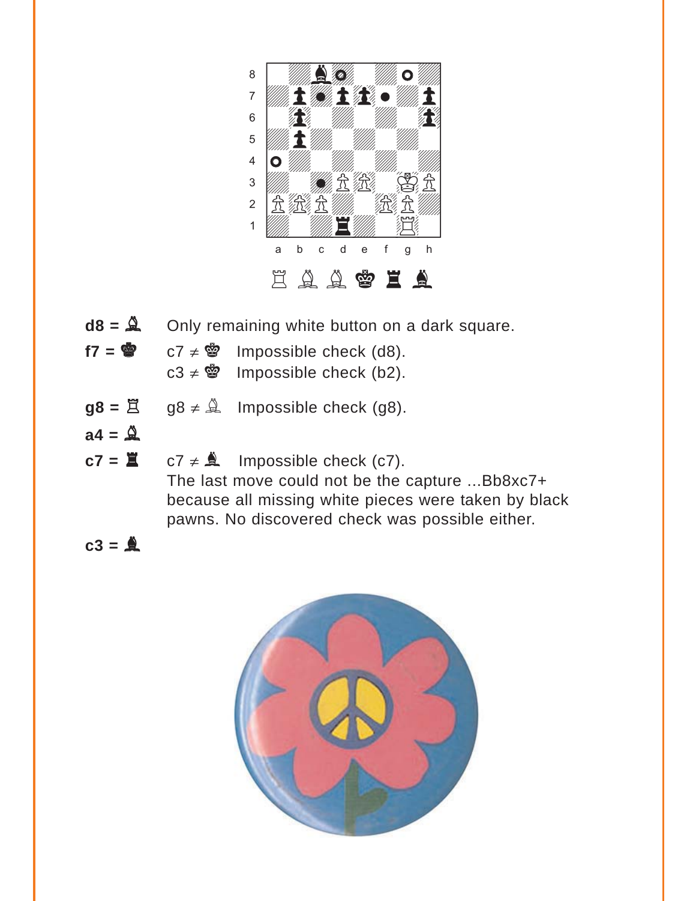**d8 = ♗** Only remaining white button on a dark square.

**f7 = ♚**
- c7 ≠ ♔ Impossible check (d8).
- c3 ≠ ♔ Impossible check (b2).

**g8 = ♖** g8 ≠ ♗ Impossible check (g8).

**a4 = ♗**

**c7 = ♜** c7 ≠ ♝ Impossible check (c7).
The last move could not be the capture ...Bb8xc7+ because all missing white pieces were taken by black pawns. No discovered check was possible either.

**c3 = ♝**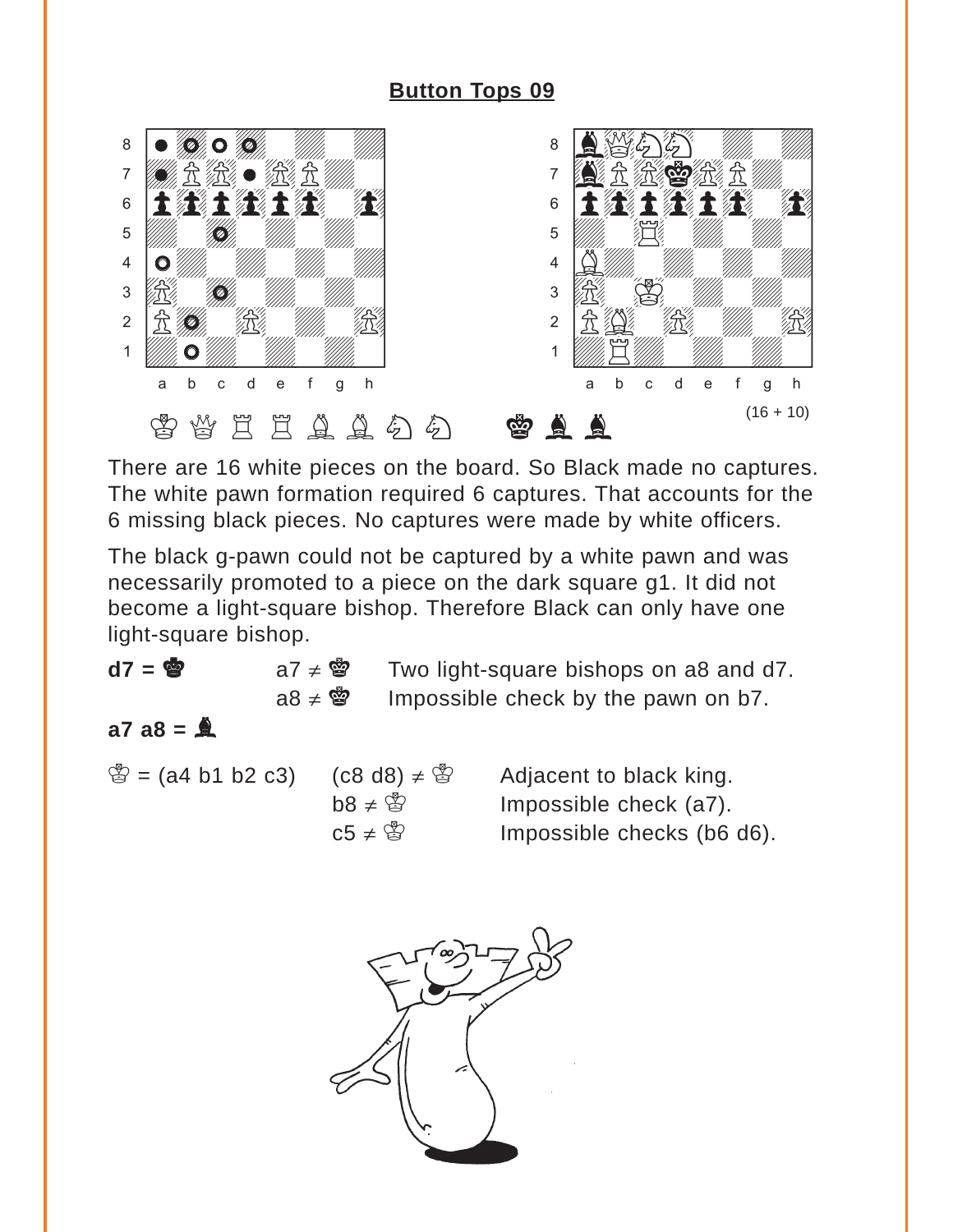## Button Tops 09

(16 + 10)

♔ ♕ ♖ ♖ ♗ ♗ ♘ ♘ ♚ ♝ ♝

There are 16 white pieces on the board. So Black made no captures. The white pawn formation required 6 captures. That accounts for the 6 missing black pieces. No captures were made by white officers.

The black g-pawn could not be captured by a white pawn and was necessarily promoted to a piece on the dark square g1. It did not become a light-square bishop. Therefore Black can only have one light-square bishop.

**d7 = ♚** a7 ≠ ♚ Two light-square bishops on a8 and d7.
a8 ≠ ♚ Impossible check by the pawn on b7.

**a7 a8 = ♝**

♔ = (a4 b1 b2 c3) (c8 d8) ≠ ♔ Adjacent to black king.
b8 ≠ ♔ Impossible check (a7).
c5 ≠ ♔ Impossible checks (b6 d6).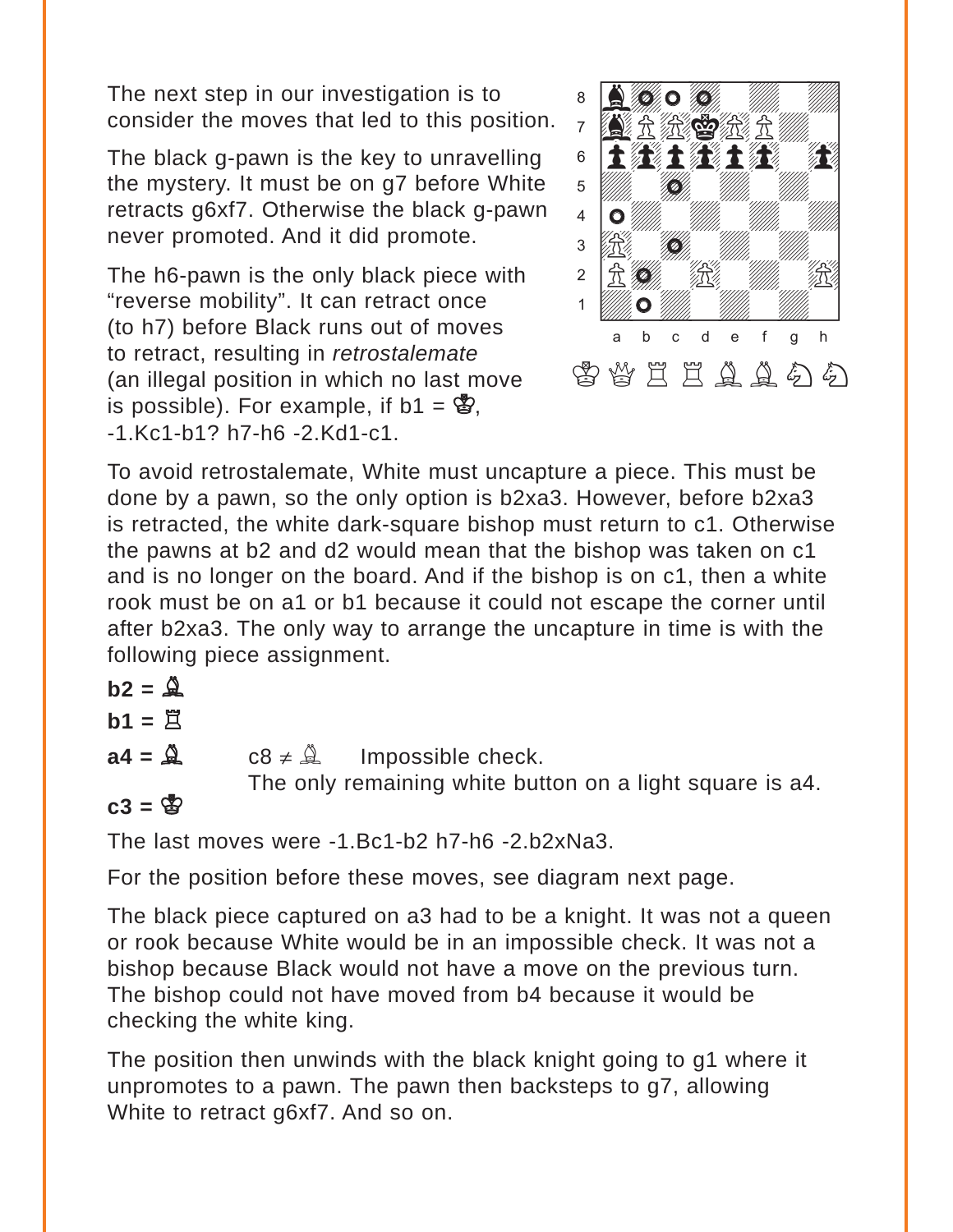The next step in our investigation is to consider the moves that led to this position.

The black g-pawn is the key to unravelling the mystery. It must be on g7 before White retracts g6xf7. Otherwise the black g-pawn never promoted. And it did promote.

The h6-pawn is the only black piece with “reverse mobility”. It can retract once (to h7) before Black runs out of moves to retract, resulting in *retrostalemate* (an illegal position in which no last move is possible). For example, if b1 = ♔, -1.Kc1-b1? h7-h6 -2.Kd1-c1.

To avoid retrostalemate, White must uncapture a piece. This must be done by a pawn, so the only option is b2xa3. However, before b2xa3 is retracted, the white dark-square bishop must return to c1. Otherwise the pawns at b2 and d2 would mean that the bishop was taken on c1 and is no longer on the board. And if the bishop is on c1, then a white rook must be on a1 or b1 because it could not escape the corner until after b2xa3. The only way to arrange the uncapture in time is with the following piece assignment.

**b2 = ♗**

**b1 = ♖**

**a4 = ♗** c8 ≠ ♗ Impossible check.
The only remaining white button on a light square is a4.

**c3 = ♔**

The last moves were -1.Bc1-b2 h7-h6 -2.b2xNa3.

For the position before these moves, see diagram next page.

The black piece captured on a3 had to be a knight. It was not a queen or rook because White would be in an impossible check. It was not a bishop because Black would not have a move on the previous turn. The bishop could not have moved from b4 because it would be checking the white king.

The position then unwinds with the black knight going to g1 where it unpromotes to a pawn. The pawn then backsteps to g7, allowing White to retract g6xf7. And so on.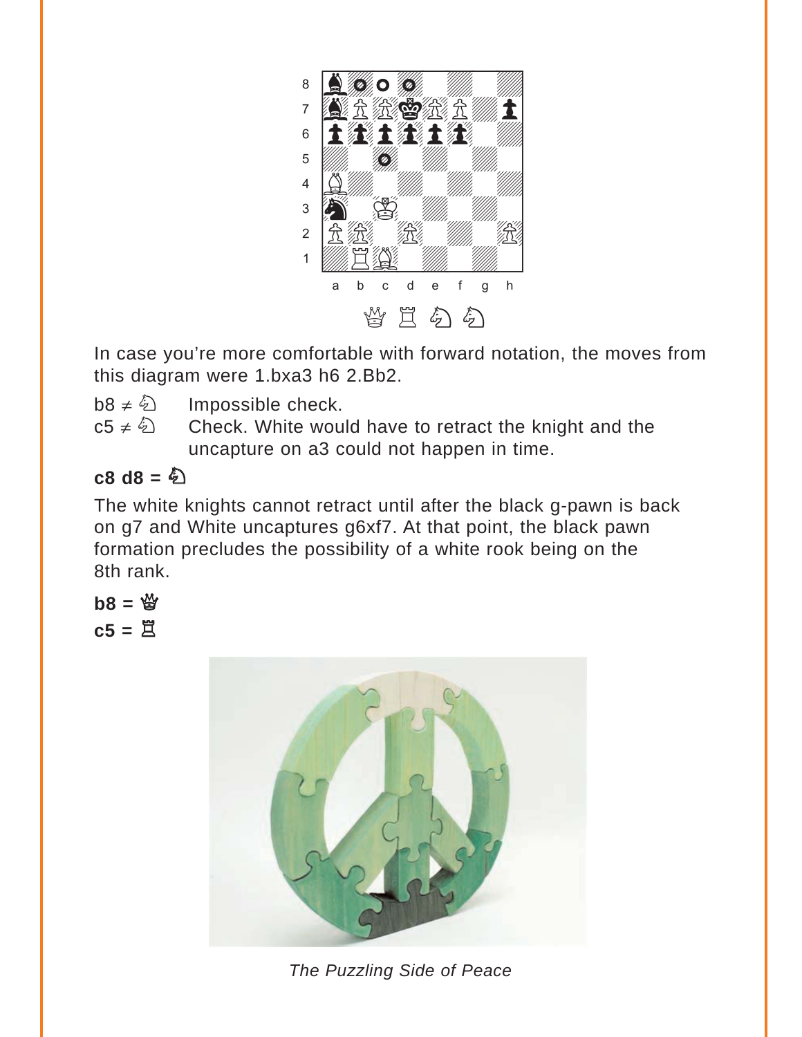In case you're more comfortable with forward notation, the moves from this diagram were 1.bxa3 h6 2.Bb2.

b8 ≠ ♘ Impossible check.

c5 ≠ ♘ Check. White would have to retract the knight and the uncapture on a3 could not happen in time.

**c8 d8 = ♘**

The white knights cannot retract until after the black g-pawn is back on g7 and White uncaptures g6xf7. At that point, the black pawn formation precludes the possibility of a white rook being on the 8th rank.

**b8 = ♕**

**c5 = ♖**

*The Puzzling Side of Peace*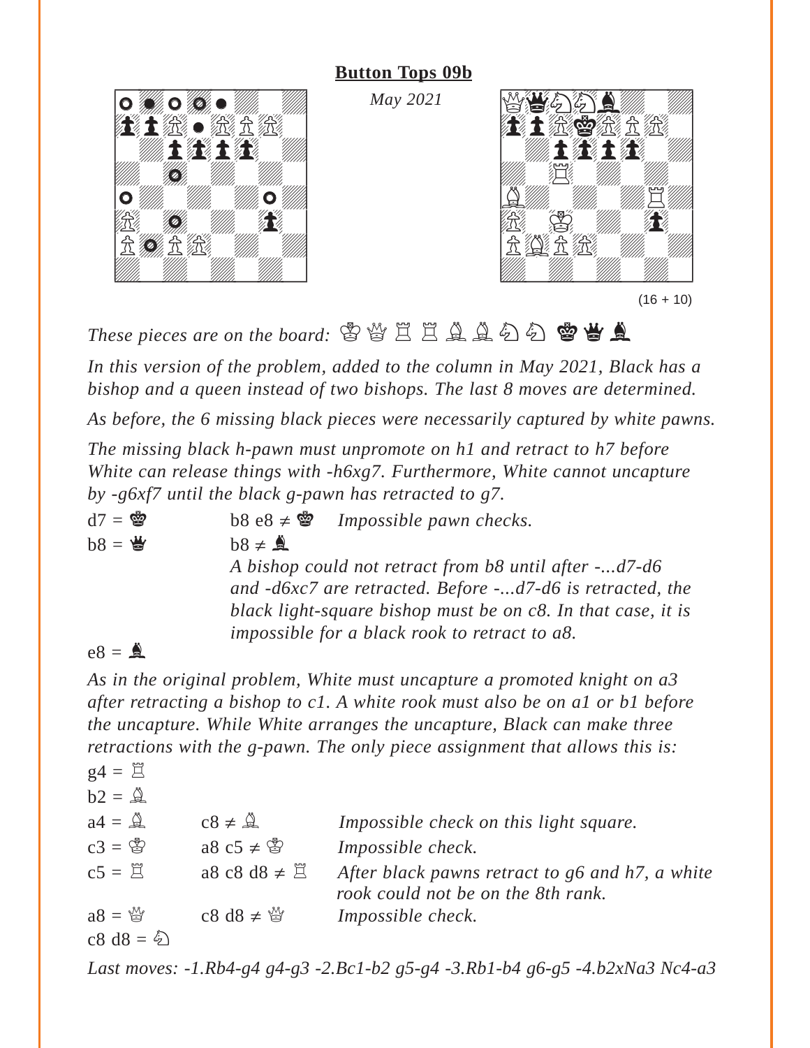## Button Tops 09b

*May 2021*

(16 + 10)

*These pieces are on the board:* ♔ ♕ ♖ ♖ ♗ ♗ ♘ ♘ ♚ ♛ ♝

*In this version of the problem, added to the column in May 2021, Black has a bishop and a queen instead of two bishops. The last 8 moves are determined.*

*As before, the 6 missing black pieces were necessarily captured by white pawns.*

*The missing black h-pawn must unpromote on h1 and retract to h7 before White can release things with -h6xg7. Furthermore, White cannot uncapture by -g6xf7 until the black g-pawn has retracted to g7.*

| | | |
|---|---|---|
| d7 = ♚ | b8 e8 ≠ ♚ | *Impossible pawn checks.* |
| b8 = ♛ | b8 ≠ ♝ | *A bishop could not retract from b8 until after -...d7-d6 and -d6xc7 are retracted. Before -...d7-d6 is retracted, the black light-square bishop must be on c8. In that case, it is impossible for a black rook to retract to a8.* |
| e8 = ♝ | | |

*As in the original problem, White must uncapture a promoted knight on a3 after retracting a bishop to c1. A white rook must also be on a1 or b1 before the uncapture. While White arranges the uncapture, Black can make three retractions with the g-pawn. The only piece assignment that allows this is:*

| | | |
|---|---|---|
| g4 = ♖ | | |
| b2 = ♗ | | |
| a4 = ♗ | c8 ≠ ♗ | *Impossible check on this light square.* |
| c3 = ♔ | a8 c5 ≠ ♔ | *Impossible check.* |
| c5 = ♖ | a8 c8 d8 ≠ ♖ | *After black pawns retract to g6 and h7, a white rook could not be on the 8th rank.* |
| a8 = ♕ | c8 d8 ≠ ♕ | *Impossible check.* |
| c8 d8 = ♘ | | |

*Last moves: -1.Rb4-g4 g4-g3 -2.Bc1-b2 g5-g4 -3.Rb1-b4 g6-g5 -4.b2xNa3 Nc4-a3*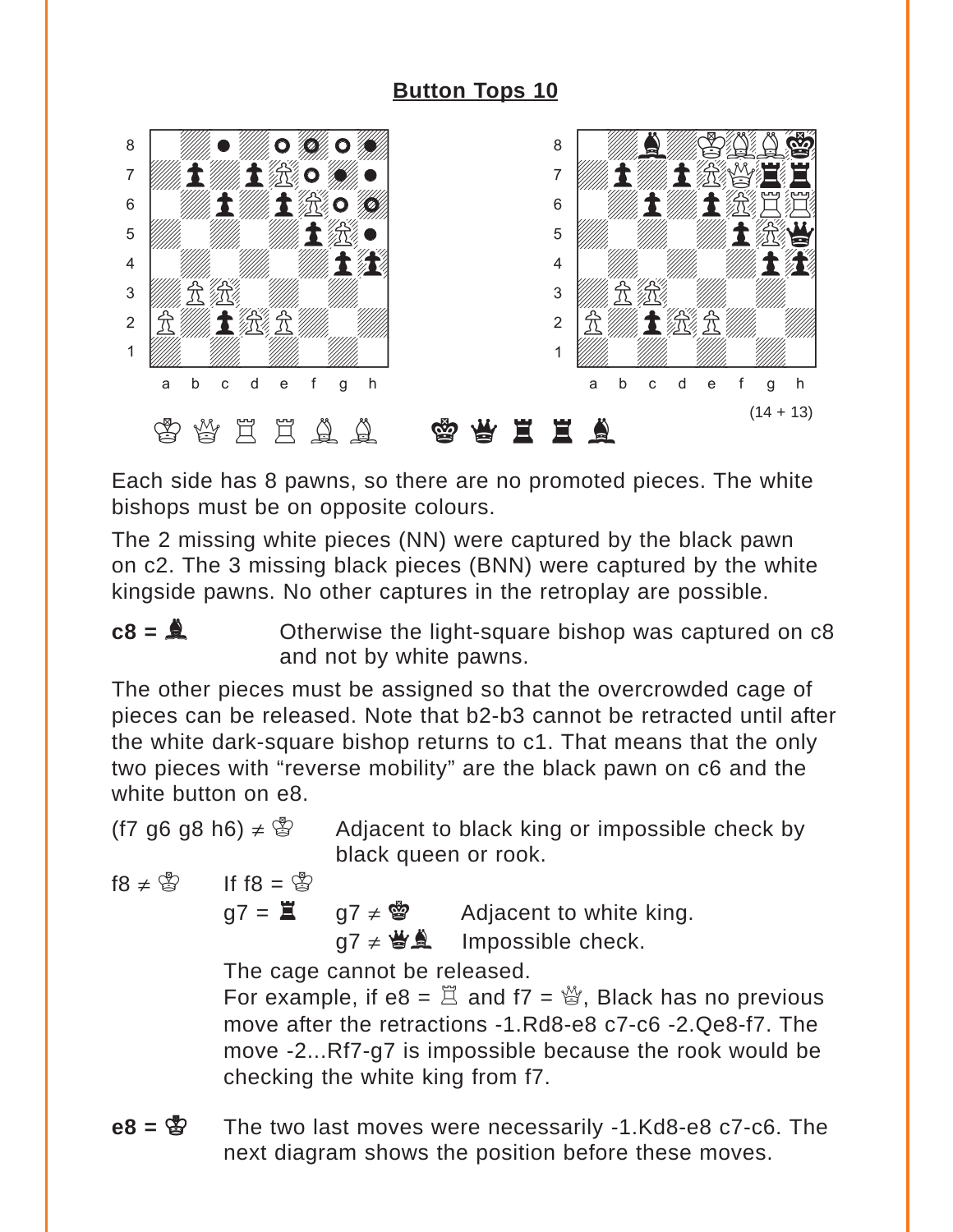## Button Tops 10

(14 + 13)

♔ ♕ ♖ ♖ ♗ ♗   ♚ ♛ ♜ ♜ ♝

Each side has 8 pawns, so there are no promoted pieces. The white bishops must be on opposite colours.

The 2 missing white pieces (NN) were captured by the black pawn on c2. The 3 missing black pieces (BNN) were captured by the white kingside pawns. No other captures in the retroplay are possible.

**c8 = ♝** Otherwise the light-square bishop was captured on c8 and not by white pawns.

The other pieces must be assigned so that the overcrowded cage of pieces can be released. Note that b2-b3 cannot be retracted until after the white dark-square bishop returns to c1. That means that the only two pieces with "reverse mobility" are the black pawn on c6 and the white button on e8.

(f7 g6 g8 h6) ≠ ♔ Adjacent to black king or impossible check by black queen or rook.

f8 ≠ ♔ If f8 = ♔

g7 = ♜ g7 ≠ ♚ Adjacent to white king.

g7 ≠ ♛♝ Impossible check.

The cage cannot be released.

For example, if e8 = ♖ and f7 = ♕, Black has no previous move after the retractions -1.Rd8-e8 c7-c6 -2.Qe8-f7. The move -2...Rf7-g7 is impossible because the rook would be checking the white king from f7.

**e8 = ♔** The two last moves were necessarily -1.Kd8-e8 c7-c6. The next diagram shows the position before these moves.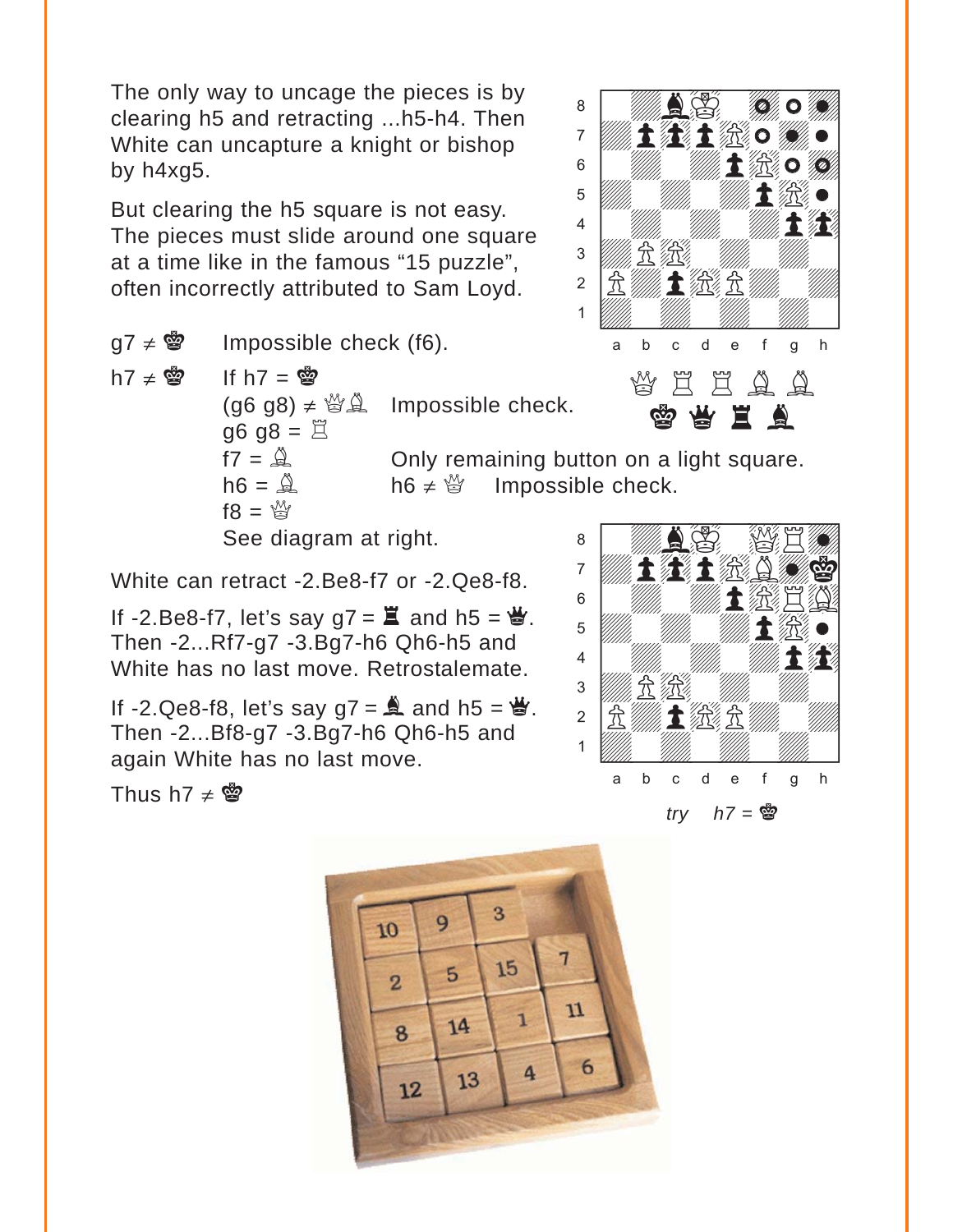The only way to uncage the pieces is by clearing h5 and retracting ...h5-h4. Then White can uncapture a knight or bishop by h4xg5.

But clearing the h5 square is not easy. The pieces must slide around one square at a time like in the famous “15 puzzle”, often incorrectly attributed to Sam Loyd.

g7 ≠ ♚ Impossible check (f6).

h7 ≠ ♚ If h7 = ♚

(g6 g8) ≠ ♕♗ Impossible check.

g6 g8 = ♖

f7 = ♗ Only remaining button on a light square.

h6 = ♗ h6 ≠ ♕ Impossible check.

f8 = ♕

See diagram at right.

White can retract -2.Be8-f7 or -2.Qe8-f8.

If -2.Be8-f7, let's say g7 = ♜ and h5 = ♛. Then -2...Rf7-g7 -3.Bg7-h6 Qh6-h5 and White has no last move. Retrostalemate.

If -2.Qe8-f8, let's say g7 = ♝ and h5 = ♛. Then -2...Bf8-g7 -3.Bg7-h6 Qh6-h5 and again White has no last move.

Thus h7 ≠ ♚

*try h7 = ♚*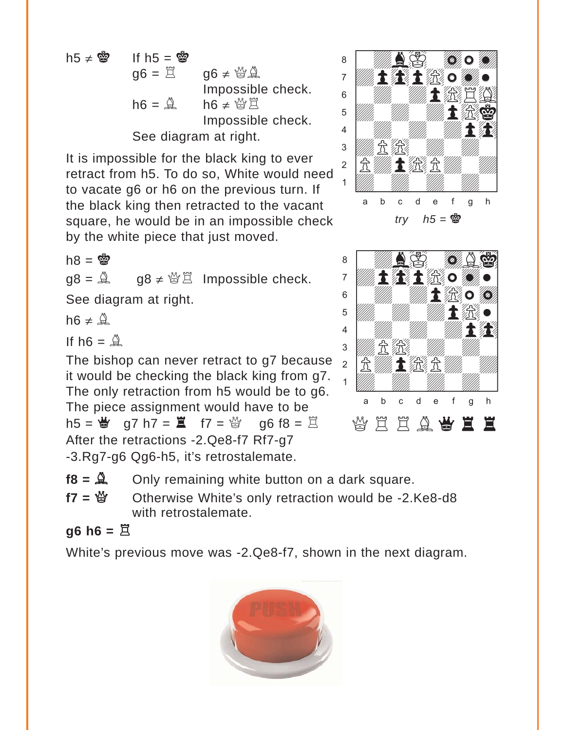h5 ≠ ♚ If h5 = ♚
g6 = ♖ g6 ≠ ♕♗ Impossible check.
h6 = ♗ h6 ≠ ♕♖ Impossible check.
See diagram at right.

It is impossible for the black king to ever retract from h5. To do so, White would need to vacate g6 or h6 on the previous turn. If the black king then retracted to the vacant square, he would be in an impossible check by the white piece that just moved.

*try h5 = ♚*

h8 = ♚
g8 = ♗ g8 ≠ ♕♖ Impossible check.
See diagram at right.

h6 ≠ ♗

If h6 = ♗

The bishop can never retract to g7 because it would be checking the black king from g7. The only retraction from h5 would be to g6. The piece assignment would have to be h5 = ♛ g7 h7 = ♜ f7 = ♕ g6 f8 = ♖

After the retractions -2.Qe8-f7 Rf7-g7 -3.Rg7-g6 Qg6-h5, it's retrostalemate.

♕ ♖ ♖ ♗ ♛ ♜ ♜

**f8 = ♗** Only remaining white button on a dark square.

**f7 = ♕** Otherwise White's only retraction would be -2.Ke8-d8 with retrostalemate.

**g6 h6 = ♖**

White's previous move was -2.Qe8-f7, shown in the next diagram.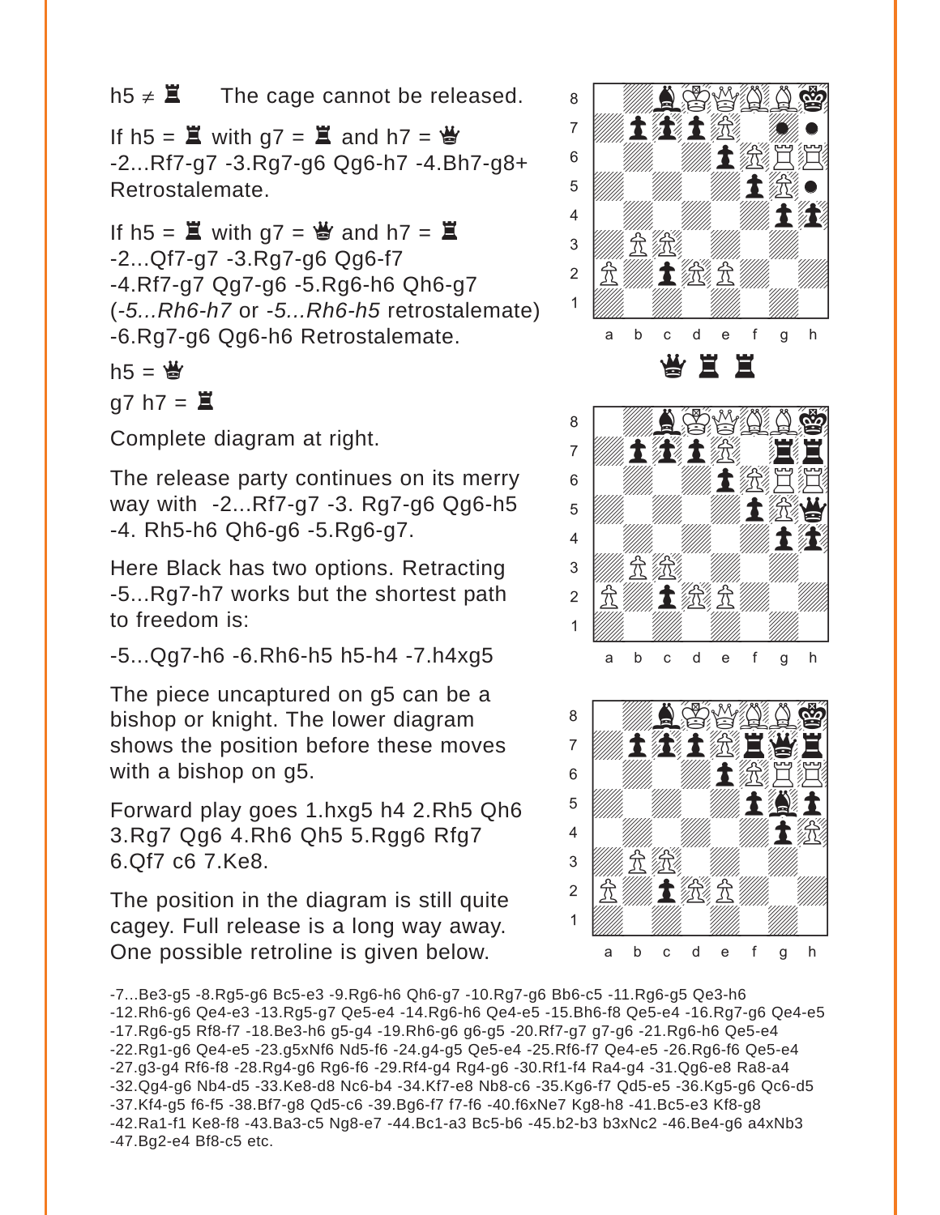h5 ≠ ♜ The cage cannot be released.

If h5 = ♜ with g7 = ♜ and h7 = ♛ -2...Rf7-g7 -3.Rg7-g6 Qg6-h7 -4.Bh7-g8+ Retrostalemate.

If h5 = ♜ with g7 = ♛ and h7 = ♜ -2...Qf7-g7 -3.Rg7-g6 Qg6-f7 -4.Rf7-g7 Qg7-g6 -5.Rg6-h6 Qh6-g7 (*-5...Rh6-h7* or *-5...Rh6-h5* retrostalemate) -6.Rg7-g6 Qg6-h6 Retrostalemate.

h5 = ♛

g7 h7 = ♜

Complete diagram at right.

The release party continues on its merry way with -2...Rf7-g7 -3. Rg7-g6 Qg6-h5 -4. Rh5-h6 Qh6-g6 -5.Rg6-g7.

Here Black has two options. Retracting -5...Rg7-h7 works but the shortest path to freedom is:

-5...Qg7-h6 -6.Rh6-h5 h5-h4 -7.h4xg5

The piece uncaptured on g5 can be a bishop or knight. The lower diagram shows the position before these moves with a bishop on g5.

Forward play goes 1.hxg5 h4 2.Rh5 Qh6 3.Rg7 Qg6 4.Rh6 Qh5 5.Rgg6 Rfg7 6.Qf7 c6 7.Ke8.

The position in the diagram is still quite cagey. Full release is a long way away. One possible retroline is given below.

♛ ♜ ♜

-7...Be3-g5 -8.Rg5-g6 Bc5-e3 -9.Rg6-h6 Qh6-g7 -10.Rg7-g6 Bb6-c5 -11.Rg6-g5 Qe3-h6 -12.Rh6-g6 Qe4-e3 -13.Rg5-g7 Qe5-e4 -14.Rg6-h6 Qe4-e5 -15.Bh6-f8 Qe5-e4 -16.Rg7-g6 Qe4-e5 -17.Rg6-g5 Rf8-f7 -18.Be3-h6 g5-g4 -19.Rh6-g6 g6-g5 -20.Rf7-g7 g7-g6 -21.Rg6-h6 Qe5-e4 -22.Rg1-g6 Qe4-e5 -23.g5xNf6 Nd5-f6 -24.g4-g5 Qe5-e4 -25.Rf6-f7 Qe4-e5 -26.Rg6-f6 Qe5-e4 -27.g3-g4 Rf6-f8 -28.Rg4-g6 Rg6-f6 -29.Rf4-g4 Rg4-g6 -30.Rf1-f4 Ra4-g4 -31.Qg6-e8 Ra8-a4 -32.Qg4-g6 Nb4-d5 -33.Ke8-d8 Nc6-b4 -34.Kf7-e8 Nb8-c6 -35.Kg6-f7 Qd5-e5 -36.Kg5-g6 Qc6-d5 -37.Kf4-g5 f6-f5 -38.Bf7-g8 Qd5-c6 -39.Bg6-f7 f7-f6 -40.f6xNe7 Kg8-h8 -41.Bc5-e3 Kf8-g8 -42.Ra1-f1 Ke8-f8 -43.Ba3-c5 Ng8-e7 -44.Bc1-a3 Bc5-b6 -45.b2-b3 b3xNc2 -46.Be4-g6 a4xNb3 -47.Bg2-e4 Bf8-c5 etc.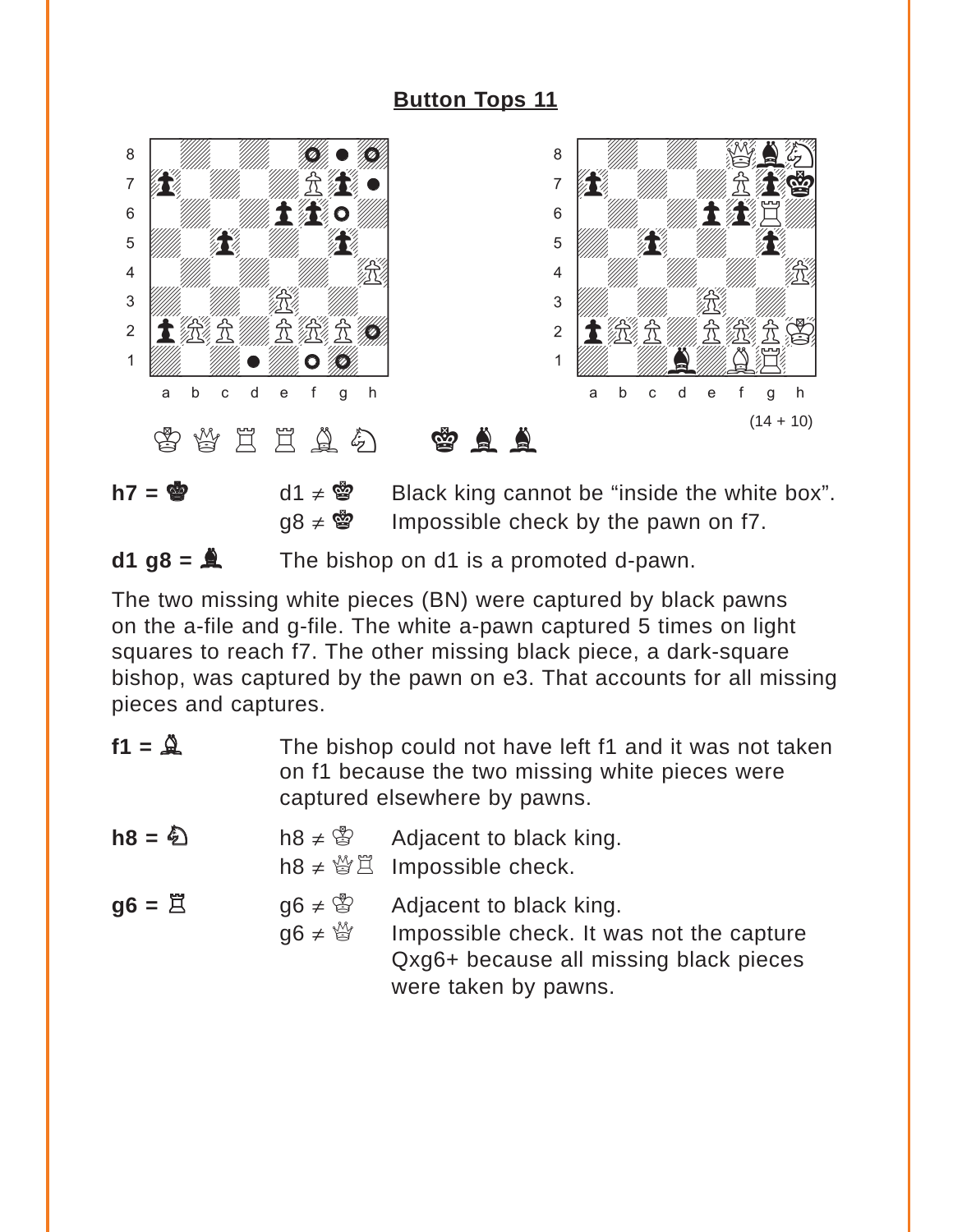## Button Tops 11

(14 + 10)

♔ ♕ ♖ ♖ ♗ ♘ ♚ ♝ ♝

**h7 = ♚** — d1 ≠ ♚ Black king cannot be "inside the white box".
g8 ≠ ♚ Impossible check by the pawn on f7.

**d1 g8 = ♝** — The bishop on d1 is a promoted d-pawn.

The two missing white pieces (BN) were captured by black pawns on the a-file and g-file. The white a-pawn captured 5 times on light squares to reach f7. The other missing black piece, a dark-square bishop, was captured by the pawn on e3. That accounts for all missing pieces and captures.

**f1 = ♗** — The bishop could not have left f1 and it was not taken on f1 because the two missing white pieces were captured elsewhere by pawns.

**h8 = ♘** — h8 ≠ ♔ Adjacent to black king.
h8 ≠ ♕♖ Impossible check.

**g6 = ♖** — g6 ≠ ♔ Adjacent to black king.
g6 ≠ ♕ Impossible check. It was not the capture Qxg6+ because all missing black pieces were taken by pawns.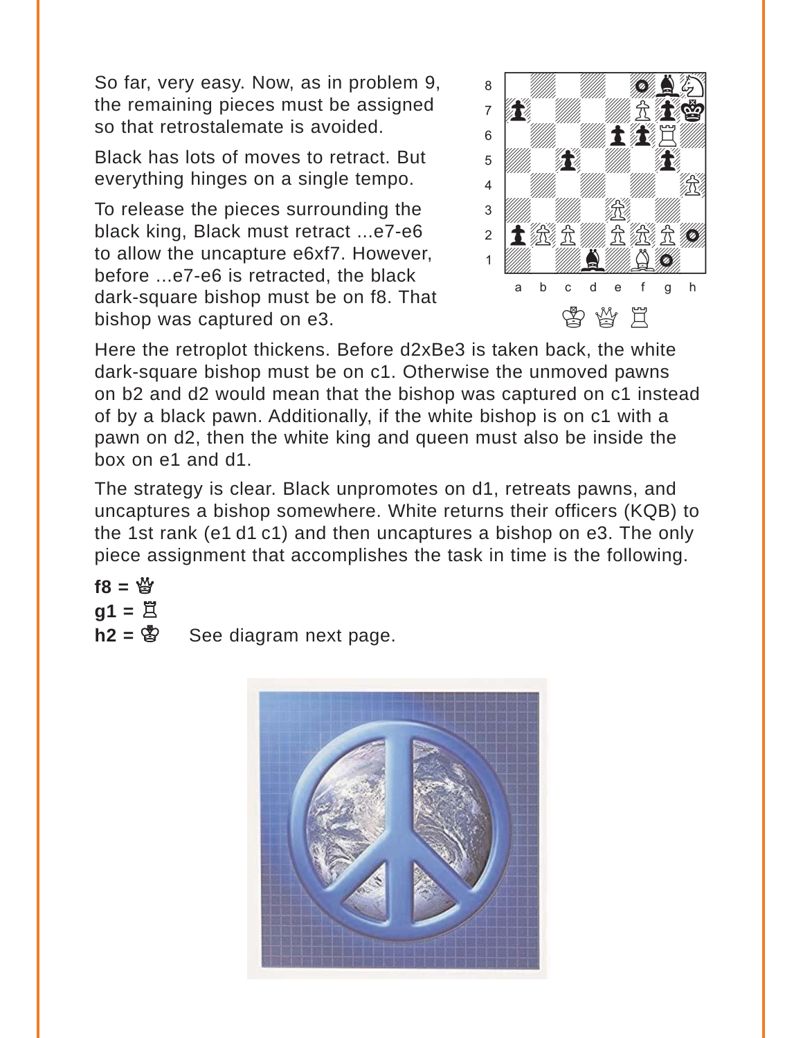So far, very easy. Now, as in problem 9, the remaining pieces must be assigned so that retrostalemate is avoided.

Black has lots of moves to retract. But everything hinges on a single tempo.

To release the pieces surrounding the black king, Black must retract ...e7-e6 to allow the uncapture e6xf7. However, before ...e7-e6 is retracted, the black dark-square bishop must be on f8. That bishop was captured on e3.

Here the retroplot thickens. Before d2xBe3 is taken back, the white dark-square bishop must be on c1. Otherwise the unmoved pawns on b2 and d2 would mean that the bishop was captured on c1 instead of by a black pawn. Additionally, if the white bishop is on c1 with a pawn on d2, then the white king and queen must also be inside the box on e1 and d1.

The strategy is clear. Black unpromotes on d1, retreats pawns, and uncaptures a bishop somewhere. White returns their officers (KQB) to the 1st rank (e1 d1 c1) and then uncaptures a bishop on e3. The only piece assignment that accomplishes the task in time is the following.

**f8 = ♕**
**g1 = ♖**
**h2 = ♔** See diagram next page.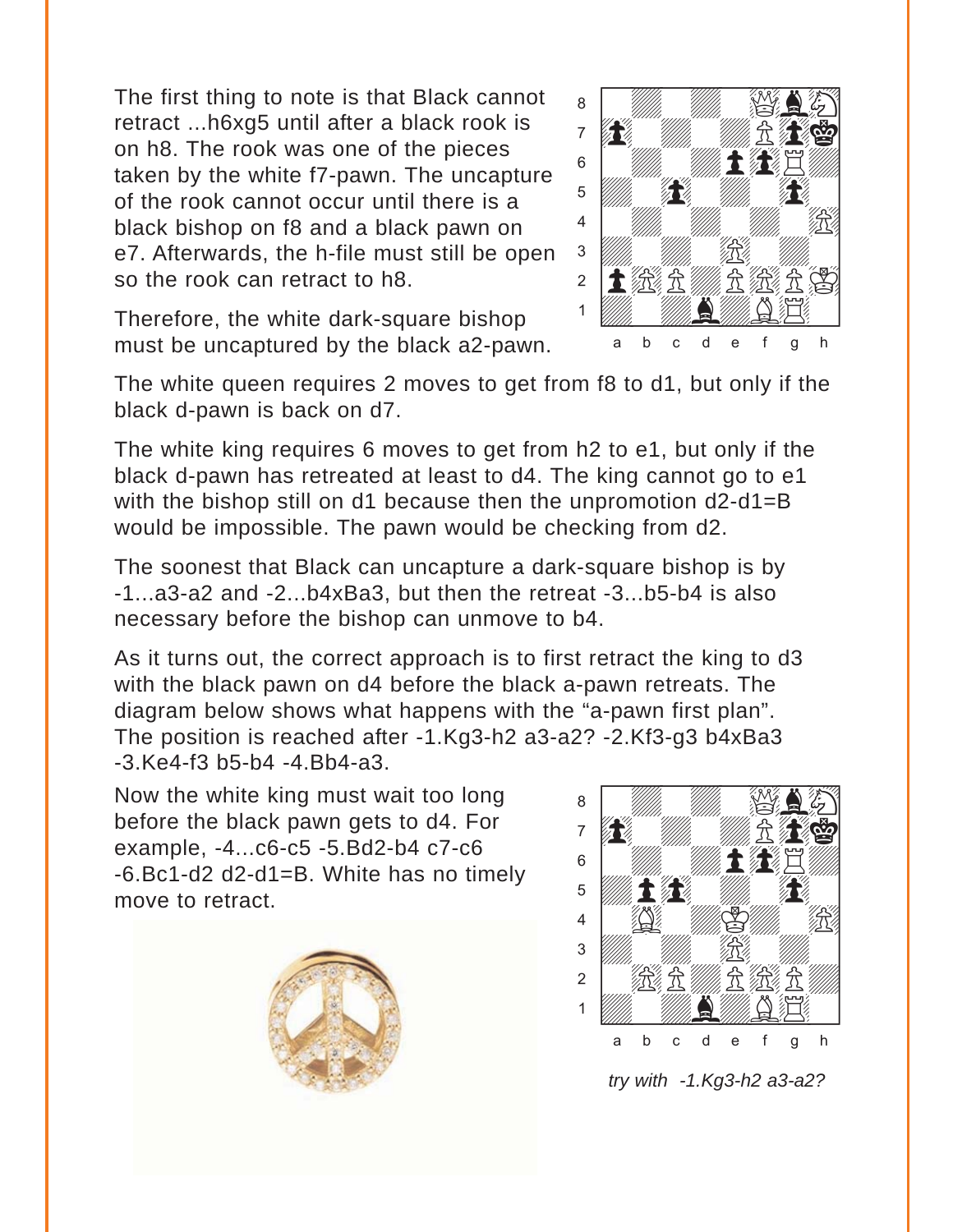The first thing to note is that Black cannot retract ...h6xg5 until after a black rook is on h8. The rook was one of the pieces taken by the white f7-pawn. The uncapture of the rook cannot occur until there is a black bishop on f8 and a black pawn on e7. Afterwards, the h-file must still be open so the rook can retract to h8.

Therefore, the white dark-square bishop must be uncaptured by the black a2-pawn.

The white queen requires 2 moves to get from f8 to d1, but only if the black d-pawn is back on d7.

The white king requires 6 moves to get from h2 to e1, but only if the black d-pawn has retreated at least to d4. The king cannot go to e1 with the bishop still on d1 because then the unpromotion d2-d1=B would be impossible. The pawn would be checking from d2.

The soonest that Black can uncapture a dark-square bishop is by -1...a3-a2 and -2...b4xBa3, but then the retreat -3...b5-b4 is also necessary before the bishop can unmove to b4.

As it turns out, the correct approach is to first retract the king to d3 with the black pawn on d4 before the black a-pawn retreats. The diagram below shows what happens with the “a-pawn first plan”. The position is reached after -1.Kg3-h2 a3-a2? -2.Kf3-g3 b4xBa3 -3.Ke4-f3 b5-b4 -4.Bb4-a3.

Now the white king must wait too long before the black pawn gets to d4. For example, -4...c6-c5 -5.Bd2-b4 c7-c6 -6.Bc1-d2 d2-d1=B. White has no timely move to retract.

*try with -1.Kg3-h2 a3-a2?*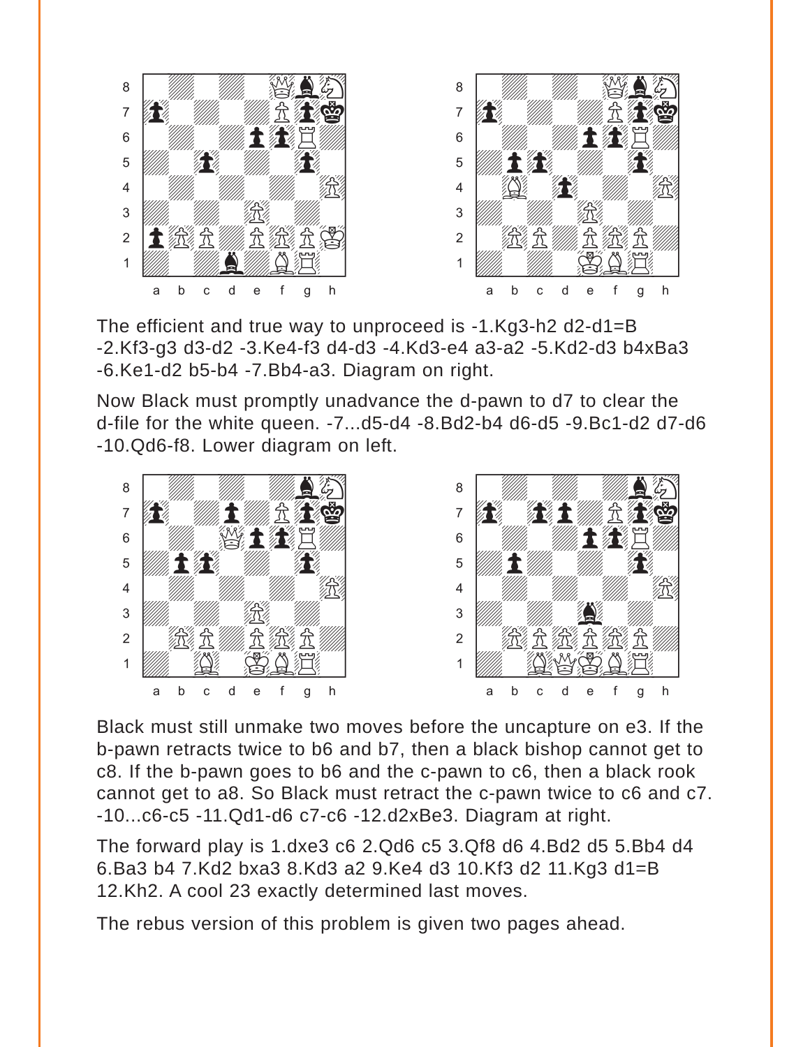The efficient and true way to unproceed is -1.Kg3-h2 d2-d1=B -2.Kf3-g3 d3-d2 -3.Ke4-f3 d4-d3 -4.Kd3-e4 a3-a2 -5.Kd2-d3 b4xBa3 -6.Ke1-d2 b5-b4 -7.Bb4-a3. Diagram on right.

Now Black must promptly unadvance the d-pawn to d7 to clear the d-file for the white queen. -7...d5-d4 -8.Bd2-b4 d6-d5 -9.Bc1-d2 d7-d6 -10.Qd6-f8. Lower diagram on left.

Black must still unmake two moves before the uncapture on e3. If the b-pawn retracts twice to b6 and b7, then a black bishop cannot get to c8. If the b-pawn goes to b6 and the c-pawn to c6, then a black rook cannot get to a8. So Black must retract the c-pawn twice to c6 and c7. -10...c6-c5 -11.Qd1-d6 c7-c6 -12.d2xBe3. Diagram at right.

The forward play is 1.dxe3 c6 2.Qd6 c5 3.Qf8 d6 4.Bd2 d5 5.Bb4 d4 6.Ba3 b4 7.Kd2 bxa3 8.Kd3 a2 9.Ke4 d3 10.Kf3 d2 11.Kg3 d1=B 12.Kh2. A cool 23 exactly determined last moves.

The rebus version of this problem is given two pages ahead.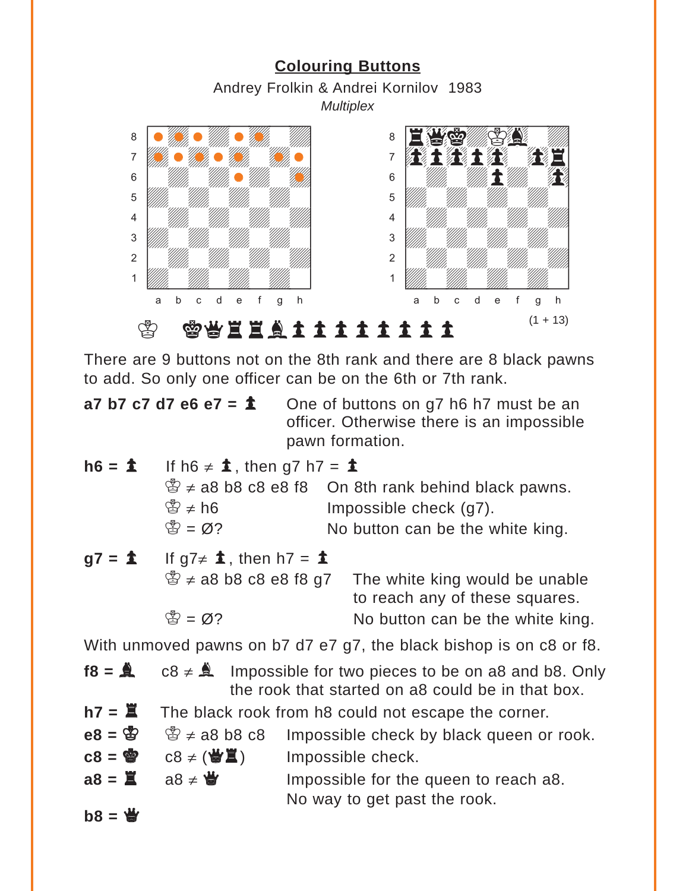## Colouring Buttons

Andrey Frolkin & Andrei Kornilov 1983

*Multiplex*

♔ ♚♛♜♜♝♟♟♟♟♟♟♟♟

(1 + 13)

There are 9 buttons not on the 8th rank and there are 8 black pawns to add. So only one officer can be on the 6th or 7th rank.

**a7 b7 c7 d7 e6 e7 = ♟** One of buttons on g7 h6 h7 must be an officer. Otherwise there is an impossible pawn formation.

**h6 = ♟** If h6 ≠ ♟, then g7 h7 = ♟

♔ ≠ a8 b8 c8 e8 f8 On 8th rank behind black pawns.

♔ ≠ h6 Impossible check (g7).

♔ = Ø? No button can be the white king.

**g7 = ♟** If g7≠ ♟, then h7 = ♟

♔ ≠ a8 b8 c8 e8 f8 g7 The white king would be unable to reach any of these squares.

♔ = Ø? No button can be the white king.

With unmoved pawns on b7 d7 e7 g7, the black bishop is on c8 or f8.

**f8 = ♝** c8 ≠ ♝ Impossible for two pieces to be on a8 and b8. Only the rook that started on a8 could be in that box.

**h7 = ♜** The black rook from h8 could not escape the corner.

**e8 = ♔** ♔ ≠ a8 b8 c8 Impossible check by black queen or rook.

**c8 = ♚** c8 ≠ (♛♜) Impossible check.

**a8 = ♜** a8 ≠ ♛ Impossible for the queen to reach a8. No way to get past the rook.

**b8 = ♛**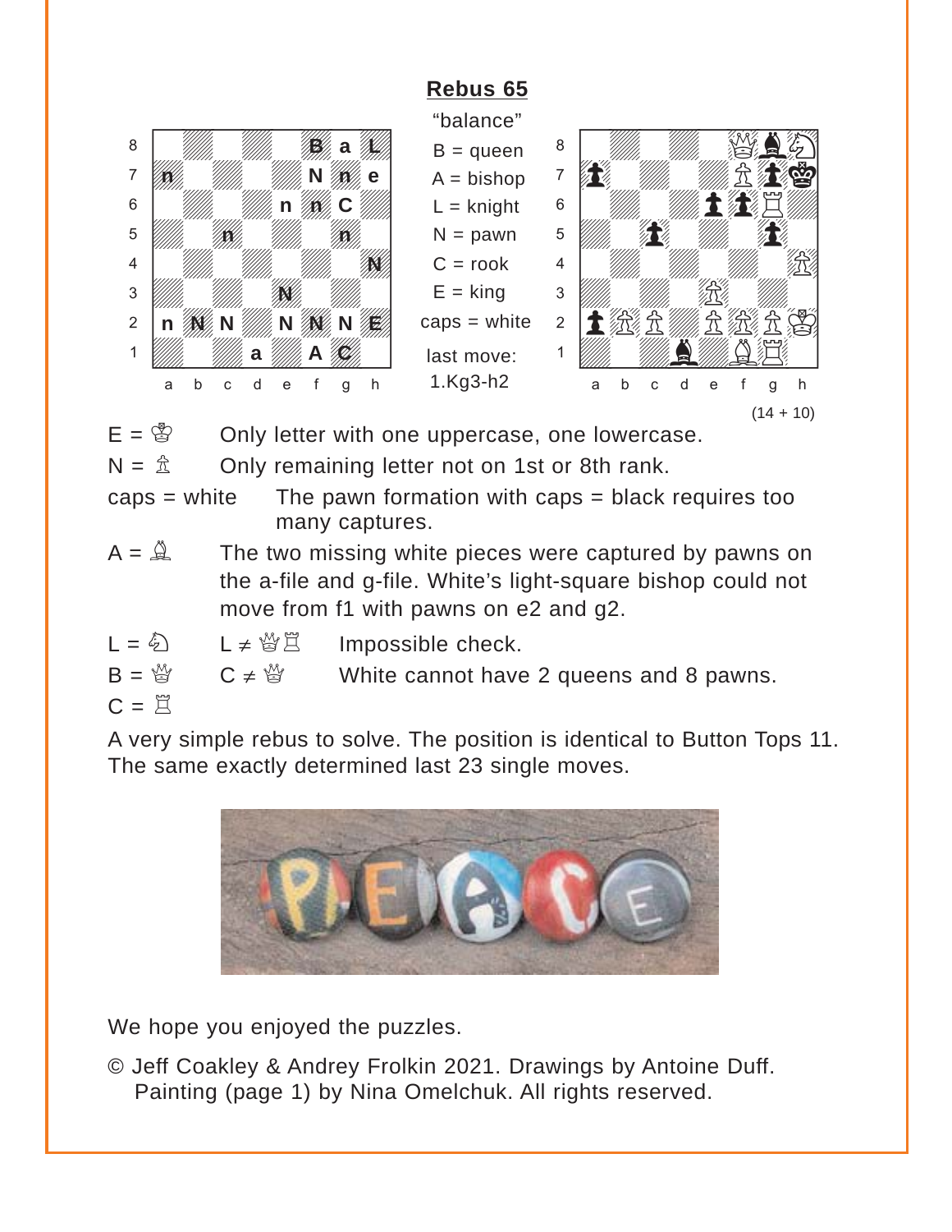## Rebus 65

"balance"

B = queen
A = bishop
L = knight
N = pawn
C = rook
E = king
caps = white

last move:
1.Kg3-h2

(14 + 10)

E = ♔ Only letter with one uppercase, one lowercase.

N = ♙ Only remaining letter not on 1st or 8th rank.

caps = white The pawn formation with caps = black requires too many captures.

A = ♗ The two missing white pieces were captured by pawns on the a-file and g-file. White's light-square bishop could not move from f1 with pawns on e2 and g2.

L = ♘ L ≠ ♕♖ Impossible check.

B = ♕ C ≠ ♕ White cannot have 2 queens and 8 pawns.

C = ♖

A very simple rebus to solve. The position is identical to Button Tops 11. The same exactly determined last 23 single moves.

We hope you enjoyed the puzzles.

© Jeff Coakley & Andrey Frolkin 2021. Drawings by Antoine Duff. Painting (page 1) by Nina Omelchuk. All rights reserved.